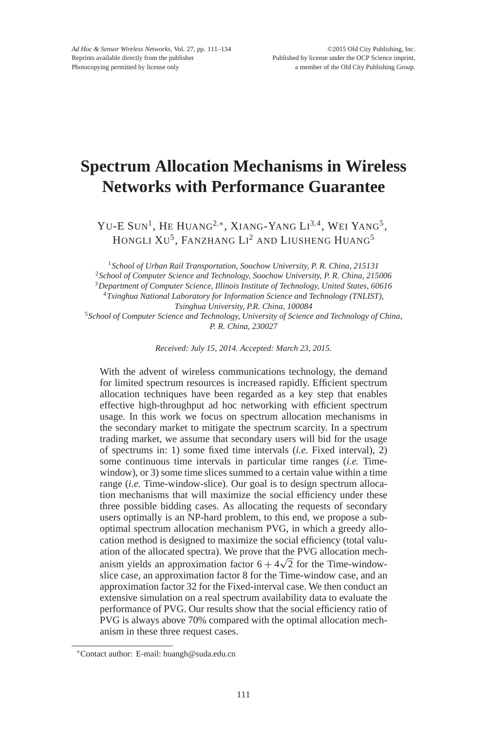# Spectrum Allocation Mechanisms in Wireless Networks with Performance Guarantee

YU-E SUN[1], HE HUANG[2,*], XIANG-YANG LI[3,4], WEI YANG[5], HONGLI XU[5], FANZHANG LI[2] AND LIUSHENG HUANG[5]

[1]*School of Urban Rail Transportation, Soochow University, P. R. China, 215131*
[2]*School of Computer Science and Technology, Soochow University, P. R. China, 215006*
[3]*Department of Computer Science, Illinois Institute of Technology, United States, 60616*
[4]*Tsinghua National Laboratory for Information Science and Technology (TNLIST), Tsinghua University, P.R. China, 100084*
[5]*School of Computer Science and Technology, University of Science and Technology of China, P. R. China, 230027*

*Received: July 15, 2014. Accepted: March 23, 2015.*

With the advent of wireless communications technology, the demand for limited spectrum resources is increased rapidly. Efficient spectrum allocation techniques have been regarded as a key step that enables effective high-throughput ad hoc networking with efficient spectrum usage. In this work we focus on spectrum allocation mechanisms in the secondary market to mitigate the spectrum scarcity. In a spectrum trading market, we assume that secondary users will bid for the usage of spectrums in: 1) some fixed time intervals (*i.e.* Fixed interval), 2) some continuous time intervals in particular time ranges (*i.e.* Time-window), or 3) some time slices summed to a certain value within a time range (*i.e.* Time-window-slice). Our goal is to design spectrum allocation mechanisms that will maximize the social efficiency under these three possible bidding cases. As allocating the requests of secondary users optimally is an NP-hard problem, to this end, we propose a sub-optimal spectrum allocation mechanism PVG, in which a greedy allocation method is designed to maximize the social efficiency (total valuation of the allocated spectra). We prove that the PVG allocation mechanism yields an approximation factor $6 + 4\sqrt{2}$ for the Time-window-slice case, an approximation factor 8 for the Time-window case, and an approximation factor 32 for the Fixed-interval case. We then conduct an extensive simulation on a real spectrum availability data to evaluate the performance of PVG. Our results show that the social efficiency ratio of PVG is always above 70% compared with the optimal allocation mechanism in these three request cases.

---

*Contact author: E-mail: huangh@suda.edu.cn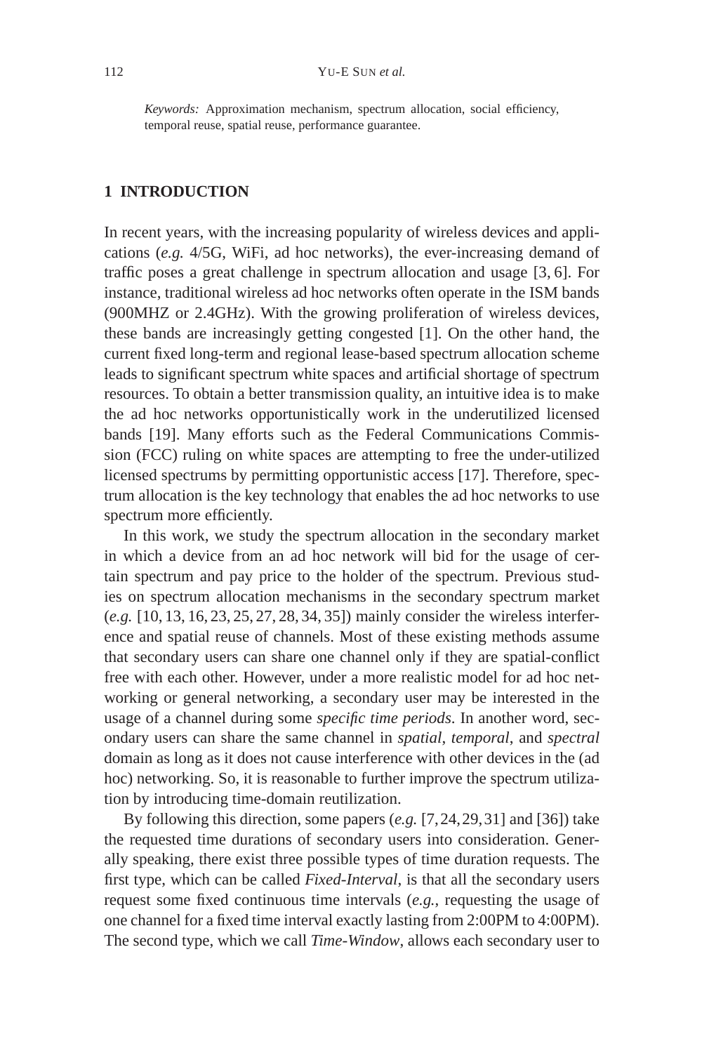*Keywords:* Approximation mechanism, spectrum allocation, social efficiency, temporal reuse, spatial reuse, performance guarantee.

## 1 INTRODUCTION

In recent years, with the increasing popularity of wireless devices and applications (*e.g.* 4/5G, WiFi, ad hoc networks), the ever-increasing demand of traffic poses a great challenge in spectrum allocation and usage [3, 6]. For instance, traditional wireless ad hoc networks often operate in the ISM bands (900MHZ or 2.4GHz). With the growing proliferation of wireless devices, these bands are increasingly getting congested [1]. On the other hand, the current fixed long-term and regional lease-based spectrum allocation scheme leads to significant spectrum white spaces and artificial shortage of spectrum resources. To obtain a better transmission quality, an intuitive idea is to make the ad hoc networks opportunistically work in the underutilized licensed bands [19]. Many efforts such as the Federal Communications Commission (FCC) ruling on white spaces are attempting to free the under-utilized licensed spectrums by permitting opportunistic access [17]. Therefore, spectrum allocation is the key technology that enables the ad hoc networks to use spectrum more efficiently.

In this work, we study the spectrum allocation in the secondary market in which a device from an ad hoc network will bid for the usage of certain spectrum and pay price to the holder of the spectrum. Previous studies on spectrum allocation mechanisms in the secondary spectrum market (*e.g.* [10, 13, 16, 23, 25, 27, 28, 34, 35]) mainly consider the wireless interference and spatial reuse of channels. Most of these existing methods assume that secondary users can share one channel only if they are spatial-conflict free with each other. However, under a more realistic model for ad hoc networking or general networking, a secondary user may be interested in the usage of a channel during some *specific time periods*. In another word, secondary users can share the same channel in *spatial*, *temporal*, and *spectral* domain as long as it does not cause interference with other devices in the (ad hoc) networking. So, it is reasonable to further improve the spectrum utilization by introducing time-domain reutilization.

By following this direction, some papers (*e.g.* [7, 24, 29, 31] and [36]) take the requested time durations of secondary users into consideration. Generally speaking, there exist three possible types of time duration requests. The first type, which can be called *Fixed-Interval*, is that all the secondary users request some fixed continuous time intervals (*e.g.*, requesting the usage of one channel for a fixed time interval exactly lasting from 2:00PM to 4:00PM). The second type, which we call *Time-Window*, allows each secondary user to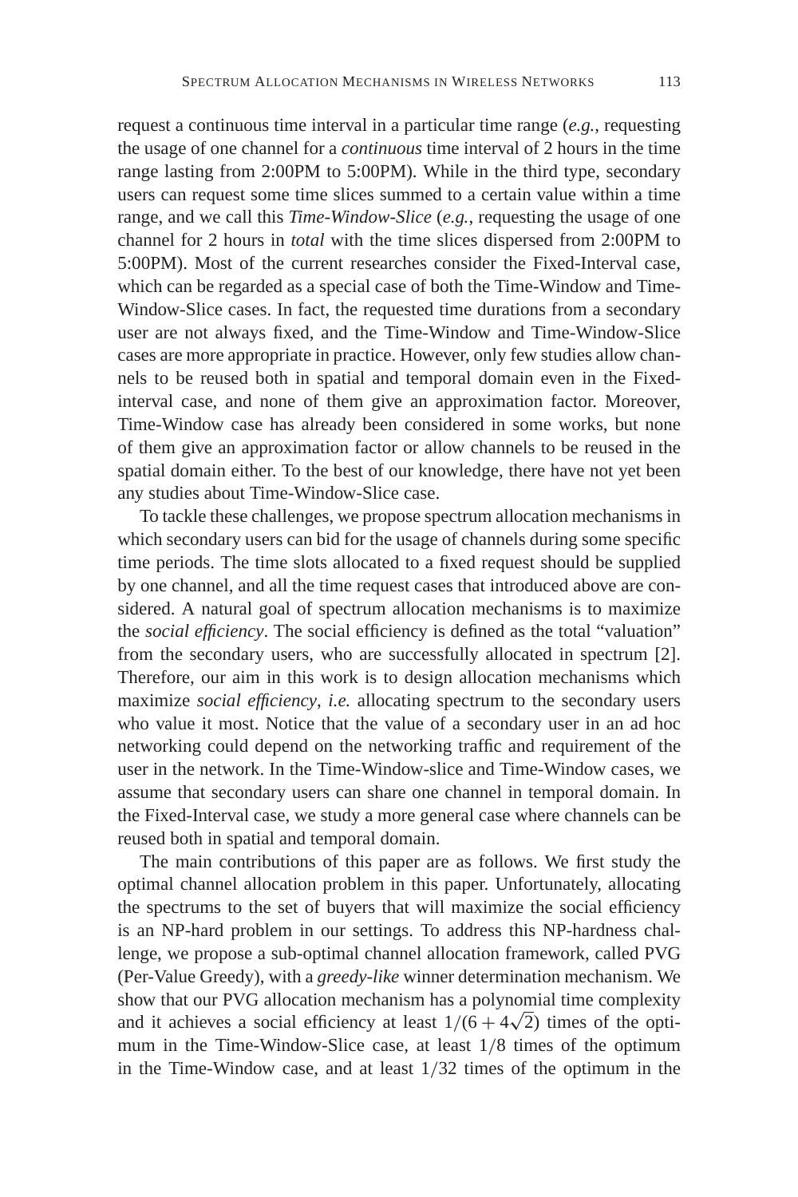request a continuous time interval in a particular time range (*e.g.*, requesting the usage of one channel for a *continuous* time interval of 2 hours in the time range lasting from 2:00PM to 5:00PM). While in the third type, secondary users can request some time slices summed to a certain value within a time range, and we call this *Time-Window-Slice* (*e.g.*, requesting the usage of one channel for 2 hours in *total* with the time slices dispersed from 2:00PM to 5:00PM). Most of the current researches consider the Fixed-Interval case, which can be regarded as a special case of both the Time-Window and Time-Window-Slice cases. In fact, the requested time durations from a secondary user are not always fixed, and the Time-Window and Time-Window-Slice cases are more appropriate in practice. However, only few studies allow channels to be reused both in spatial and temporal domain even in the Fixed-interval case, and none of them give an approximation factor. Moreover, Time-Window case has already been considered in some works, but none of them give an approximation factor or allow channels to be reused in the spatial domain either. To the best of our knowledge, there have not yet been any studies about Time-Window-Slice case.

To tackle these challenges, we propose spectrum allocation mechanisms in which secondary users can bid for the usage of channels during some specific time periods. The time slots allocated to a fixed request should be supplied by one channel, and all the time request cases that introduced above are considered. A natural goal of spectrum allocation mechanisms is to maximize the *social efficiency*. The social efficiency is defined as the total "valuation" from the secondary users, who are successfully allocated in spectrum [2]. Therefore, our aim in this work is to design allocation mechanisms which maximize *social efficiency*, *i.e.* allocating spectrum to the secondary users who value it most. Notice that the value of a secondary user in an ad hoc networking could depend on the networking traffic and requirement of the user in the network. In the Time-Window-slice and Time-Window cases, we assume that secondary users can share one channel in temporal domain. In the Fixed-Interval case, we study a more general case where channels can be reused both in spatial and temporal domain.

The main contributions of this paper are as follows. We first study the optimal channel allocation problem in this paper. Unfortunately, allocating the spectrums to the set of buyers that will maximize the social efficiency is an NP-hard problem in our settings. To address this NP-hardness challenge, we propose a sub-optimal channel allocation framework, called PVG (Per-Value Greedy), with a *greedy-like* winner determination mechanism. We show that our PVG allocation mechanism has a polynomial time complexity and it achieves a social efficiency at least $1/(6+4\sqrt{2})$ times of the optimum in the Time-Window-Slice case, at least $1/8$ times of the optimum in the Time-Window case, and at least $1/32$ times of the optimum in the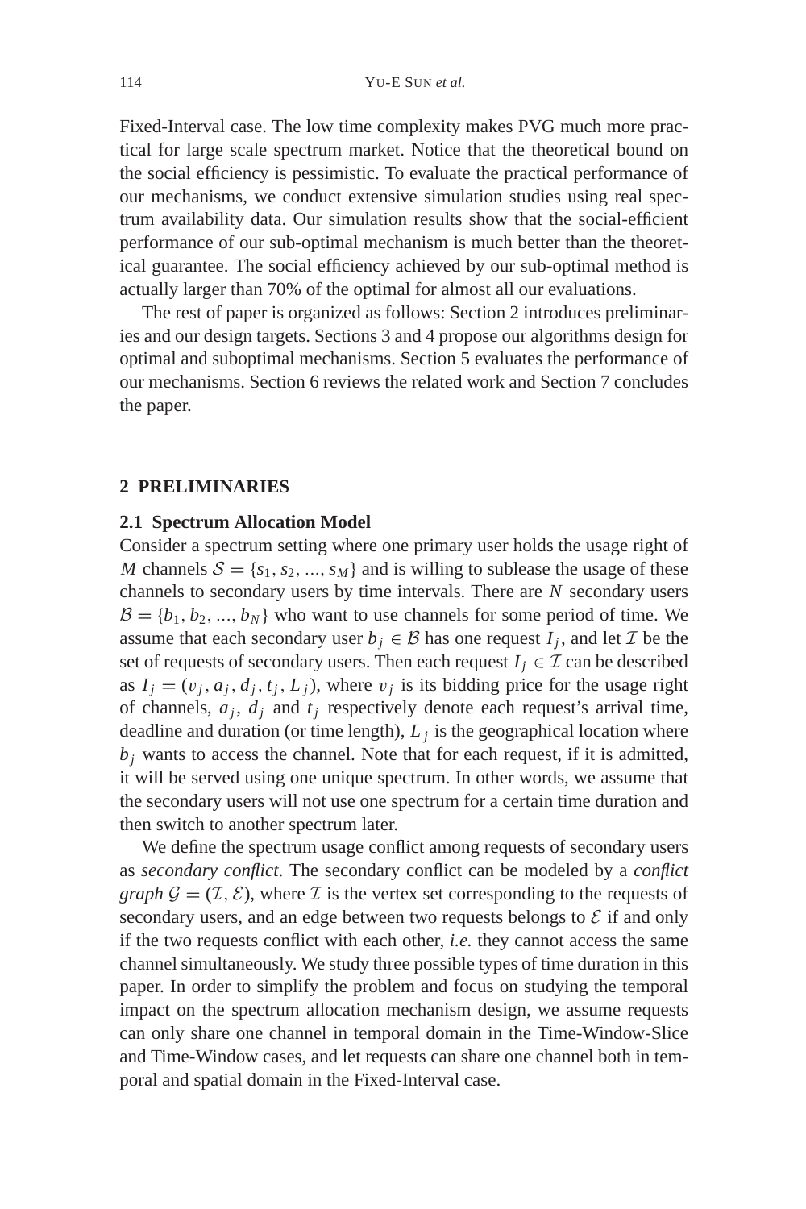Fixed-Interval case. The low time complexity makes PVG much more practical for large scale spectrum market. Notice that the theoretical bound on the social efficiency is pessimistic. To evaluate the practical performance of our mechanisms, we conduct extensive simulation studies using real spectrum availability data. Our simulation results show that the social-efficient performance of our sub-optimal mechanism is much better than the theoretical guarantee. The social efficiency achieved by our sub-optimal method is actually larger than 70% of the optimal for almost all our evaluations.

The rest of paper is organized as follows: Section 2 introduces preliminaries and our design targets. Sections 3 and 4 propose our algorithms design for optimal and suboptimal mechanisms. Section 5 evaluates the performance of our mechanisms. Section 6 reviews the related work and Section 7 concludes the paper.

## 2 PRELIMINARIES

### 2.1 Spectrum Allocation Model

Consider a spectrum setting where one primary user holds the usage right of $M$ channels $\mathcal{S} = \{s_1, s_2, ..., s_M\}$ and is willing to sublease the usage of these channels to secondary users by time intervals. There are $N$ secondary users $\mathcal{B} = \{b_1, b_2, ..., b_N\}$ who want to use channels for some period of time. We assume that each secondary user $b_j \in \mathcal{B}$ has one request $I_j$, and let $\mathcal{I}$ be the set of requests of secondary users. Then each request $I_j \in \mathcal{I}$ can be described as $I_j = (v_j, a_j, d_j, t_j, L_j)$, where $v_j$ is its bidding price for the usage right of channels, $a_j$, $d_j$ and $t_j$ respectively denote each request's arrival time, deadline and duration (or time length), $L_j$ is the geographical location where $b_j$ wants to access the channel. Note that for each request, if it is admitted, it will be served using one unique spectrum. In other words, we assume that the secondary users will not use one spectrum for a certain time duration and then switch to another spectrum later.

We define the spectrum usage conflict among requests of secondary users as *secondary conflict*. The secondary conflict can be modeled by a *conflict graph* $\mathcal{G} = (\mathcal{I}, \mathcal{E})$, where $\mathcal{I}$ is the vertex set corresponding to the requests of secondary users, and an edge between two requests belongs to $\mathcal{E}$ if and only if the two requests conflict with each other, *i.e.* they cannot access the same channel simultaneously. We study three possible types of time duration in this paper. In order to simplify the problem and focus on studying the temporal impact on the spectrum allocation mechanism design, we assume requests can only share one channel in temporal domain in the Time-Window-Slice and Time-Window cases, and let requests can share one channel both in temporal and spatial domain in the Fixed-Interval case.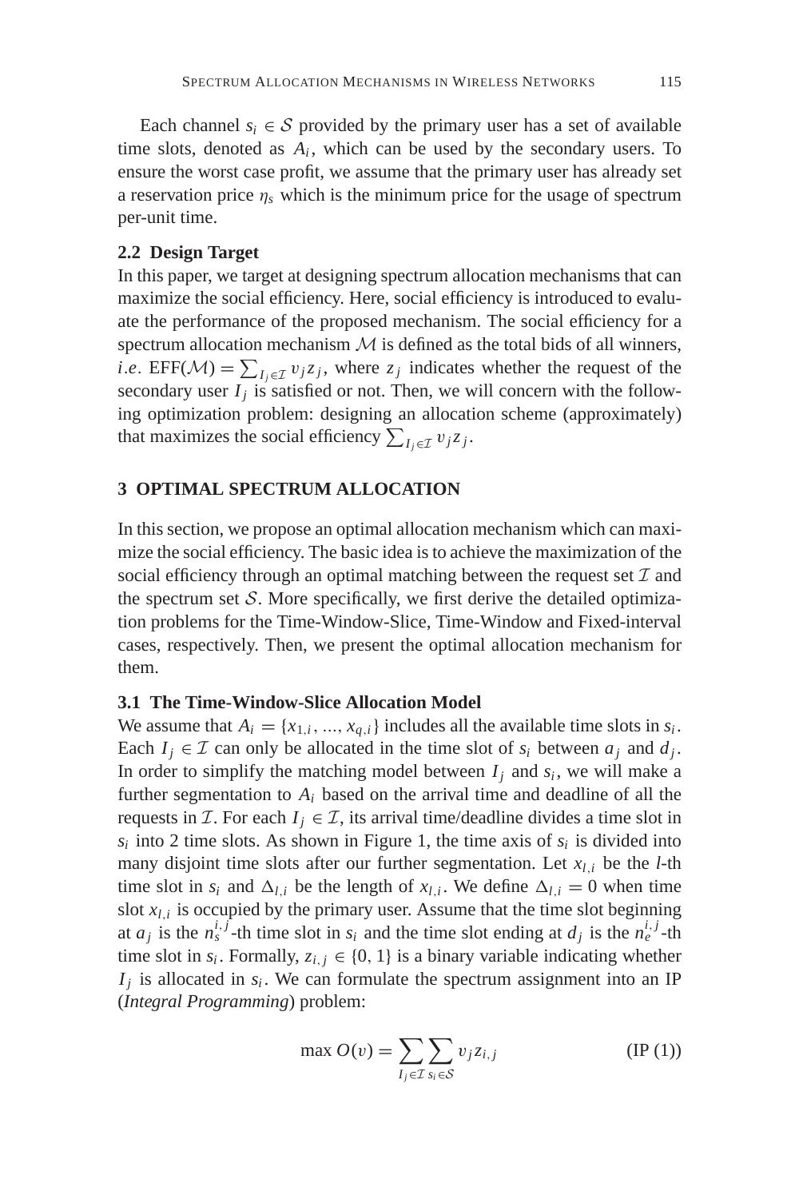Each channel $s_i \in \mathcal{S}$ provided by the primary user has a set of available time slots, denoted as $A_i$, which can be used by the secondary users. To ensure the worst case profit, we assume that the primary user has already set a reservation price $\eta_s$ which is the minimum price for the usage of spectrum per-unit time.

### 2.2 Design Target

In this paper, we target at designing spectrum allocation mechanisms that can maximize the social efficiency. Here, social efficiency is introduced to evaluate the performance of the proposed mechanism. The social efficiency for a spectrum allocation mechanism $\mathcal{M}$ is defined as the total bids of all winners, *i.e.* $\text{EFF}(\mathcal{M}) = \sum_{I_j \in \mathcal{I}} v_j z_j$, where $z_j$ indicates whether the request of the secondary user $I_j$ is satisfied or not. Then, we will concern with the following optimization problem: designing an allocation scheme (approximately) that maximizes the social efficiency $\sum_{I_j \in \mathcal{I}} v_j z_j$.

## 3 OPTIMAL SPECTRUM ALLOCATION

In this section, we propose an optimal allocation mechanism which can maximize the social efficiency. The basic idea is to achieve the maximization of the social efficiency through an optimal matching between the request set $\mathcal{I}$ and the spectrum set $\mathcal{S}$. More specifically, we first derive the detailed optimization problems for the Time-Window-Slice, Time-Window and Fixed-interval cases, respectively. Then, we present the optimal allocation mechanism for them.

### 3.1 The Time-Window-Slice Allocation Model

We assume that $A_i = \{x_{1,i}, ..., x_{q,i}\}$ includes all the available time slots in $s_i$. Each $I_j \in \mathcal{I}$ can only be allocated in the time slot of $s_i$ between $a_j$ and $d_j$. In order to simplify the matching model between $I_j$ and $s_i$, we will make a further segmentation to $A_i$ based on the arrival time and deadline of all the requests in $\mathcal{I}$. For each $I_j \in \mathcal{I}$, its arrival time/deadline divides a time slot in $s_i$ into 2 time slots. As shown in Figure 1, the time axis of $s_i$ is divided into many disjoint time slots after our further segmentation. Let $x_{l,i}$ be the $l$-th time slot in $s_i$ and $\Delta_{l,i}$ be the length of $x_{l,i}$. We define $\Delta_{l,i} = 0$ when time slot $x_{l,i}$ is occupied by the primary user. Assume that the time slot beginning at $a_j$ is the $n_s^{i,j}$-th time slot in $s_i$ and the time slot ending at $d_j$ is the $n_e^{i,j}$-th time slot in $s_i$. Formally, $z_{i,j} \in \{0, 1\}$ is a binary variable indicating whether $I_j$ is allocated in $s_i$. We can formulate the spectrum assignment into an IP (*Integral Programming*) problem:

$$\max O(v) = \sum_{I_j \in \mathcal{I}} \sum_{s_i \in \mathcal{S}} v_j z_{i,j} \qquad \text{(IP (1))}$$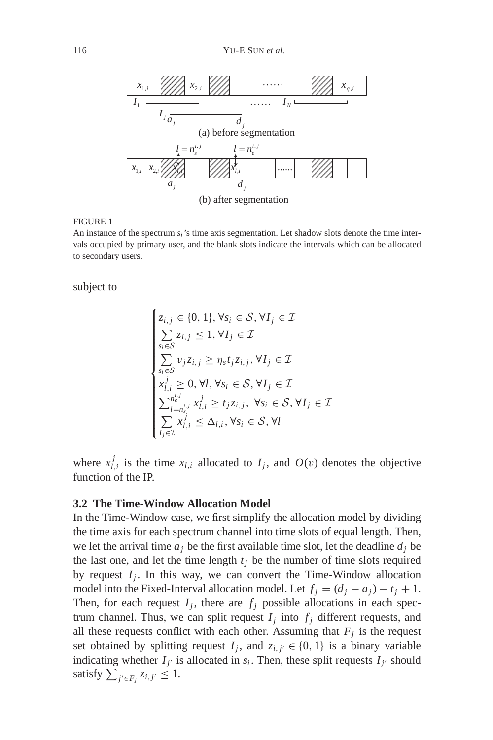FIGURE 1

An instance of the spectrum $s_i$'s time axis segmentation. Let shadow slots denote the time intervals occupied by primary user, and the blank slots indicate the intervals which can be allocated to secondary users.

subject to

$$
\begin{cases}
z_{i,j} \in \{0,1\}, \forall s_i \in \mathcal{S}, \forall I_j \in \mathcal{I} \\
\sum_{s_i \in \mathcal{S}} z_{i,j} \leq 1, \forall I_j \in \mathcal{I} \\
\sum_{s_i \in \mathcal{S}} v_j z_{i,j} \geq \eta_s t_j z_{i,j}, \forall I_j \in \mathcal{I} \\
x_{l,i}^j \geq 0, \forall l, \forall s_i \in \mathcal{S}, \forall I_j \in \mathcal{I} \\
\sum_{l=n_s^{i,j}}^{n_e^{i,j}} x_{l,i}^j \geq t_j z_{i,j}, \ \forall s_i \in \mathcal{S}, \forall I_j \in \mathcal{I} \\
\sum_{I_j \in \mathcal{I}} x_{l,i}^j \leq \Delta_{l,i}, \forall s_i \in \mathcal{S}, \forall l
\end{cases}
$$

where $x_{l,i}^j$ is the time $x_{l,i}$ allocated to $I_j$, and $O(v)$ denotes the objective function of the IP.

### 3.2 The Time-Window Allocation Model

In the Time-Window case, we first simplify the allocation model by dividing the time axis for each spectrum channel into time slots of equal length. Then, we let the arrival time $a_j$ be the first available time slot, let the deadline $d_j$ be the last one, and let the time length $t_j$ be the number of time slots required by request $I_j$. In this way, we can convert the Time-Window allocation model into the Fixed-Interval allocation model. Let $f_j = (d_j - a_j) - t_j + 1$. Then, for each request $I_j$, there are $f_j$ possible allocations in each spectrum channel. Thus, we can split request $I_j$ into $f_j$ different requests, and all these requests conflict with each other. Assuming that $F_j$ is the request set obtained by splitting request $I_j$, and $z_{i,j'} \in \{0,1\}$ is a binary variable indicating whether $I_{j'}$ is allocated in $s_i$. Then, these split requests $I_{j'}$ should satisfy $\sum_{j' \in F_j} z_{i,j'} \leq 1$.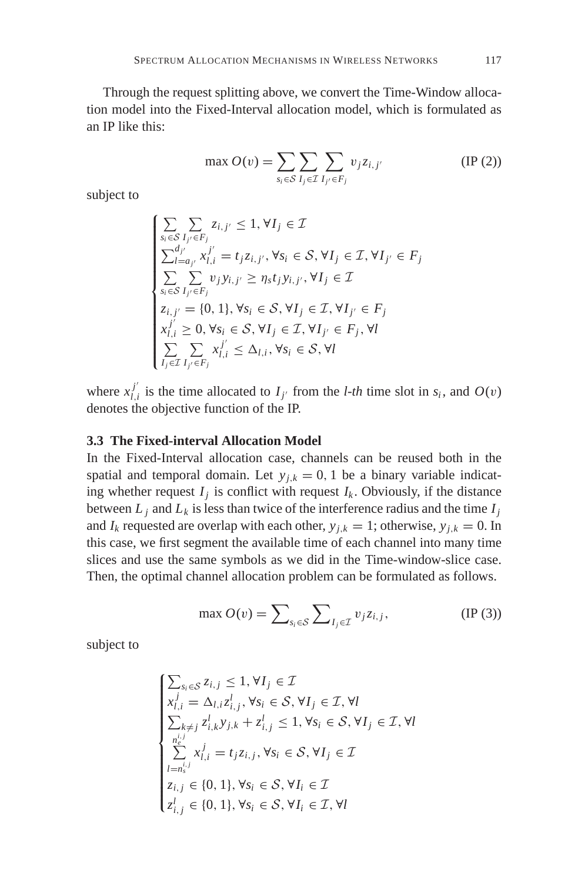Through the request splitting above, we convert the Time-Window allocation model into the Fixed-Interval allocation model, which is formulated as an IP like this:

$$\max O(v) = \sum_{s_i \in \mathcal{S}} \sum_{I_j \in \mathcal{I}} \sum_{I_{j'} \in F_j} v_j z_{i,j'} \qquad \text{(IP (2))}$$

subject to

$$\begin{cases} \sum_{s_i \in \mathcal{S}} \sum_{I_{j'} \in F_j} z_{i,j'} \leq 1, \forall I_j \in \mathcal{I} \\ \sum_{l=a_{j'}}^{d_{j'}} x_{l,i}^{j'} = t_j z_{i,j'}, \forall s_i \in \mathcal{S}, \forall I_j \in \mathcal{I}, \forall I_{j'} \in F_j \\ \sum_{s_i \in \mathcal{S}} \sum_{I_{j'} \in F_j} v_j y_{i,j'} \geq \eta_s t_j y_{i,j'}, \forall I_j \in \mathcal{I} \\ z_{i,j'} = \{0, 1\}, \forall s_i \in \mathcal{S}, \forall I_j \in \mathcal{I}, \forall I_{j'} \in F_j \\ x_{l,i}^{j'} \geq 0, \forall s_i \in \mathcal{S}, \forall I_j \in \mathcal{I}, \forall I_{j'} \in F_j, \forall l \\ \sum_{I_j \in \mathcal{I}} \sum_{I_{j'} \in F_j} x_{l,i}^{j'} \leq \Delta_{l,i}, \forall s_i \in \mathcal{S}, \forall l \end{cases}$$

where $x_{l,i}^{j'}$ is the time allocated to $I_{j'}$ from the *l-th* time slot in $s_i$, and $O(v)$ denotes the objective function of the IP.

### 3.3 The Fixed-interval Allocation Model

In the Fixed-Interval allocation case, channels can be reused both in the spatial and temporal domain. Let $y_{j,k} = 0, 1$ be a binary variable indicating whether request $I_j$ is conflict with request $I_k$. Obviously, if the distance between $L_j$ and $L_k$ is less than twice of the interference radius and the time $I_j$ and $I_k$ requested are overlap with each other, $y_{j,k} = 1$; otherwise, $y_{j,k} = 0$. In this case, we first segment the available time of each channel into many time slices and use the same symbols as we did in the Time-window-slice case. Then, the optimal channel allocation problem can be formulated as follows.

$$\max O(v) = \sum_{s_i \in \mathcal{S}} \sum_{I_j \in \mathcal{I}} v_j z_{i,j}, \qquad \text{(IP (3))}$$

subject to

$$\begin{cases} \sum_{s_i \in \mathcal{S}} z_{i,j} \leq 1, \forall I_j \in \mathcal{I} \\ x_{l,i}^{j} = \Delta_{l,i} z_{i,j}^{l}, \forall s_i \in \mathcal{S}, \forall I_j \in \mathcal{I}, \forall l \\ \sum_{k \neq j} z_{i,k}^{l} y_{j,k} + z_{i,j}^{l} \leq 1, \forall s_i \in \mathcal{S}, \forall I_j \in \mathcal{I}, \forall l \\ \sum_{l=n_s^{i,j}}^{n_e^{i,j}} x_{l,i}^{j} = t_j z_{i,j}, \forall s_i \in \mathcal{S}, \forall I_j \in \mathcal{I} \\ z_{i,j} \in \{0, 1\}, \forall s_i \in \mathcal{S}, \forall I_i \in \mathcal{I} \\ z_{i,j}^{l} \in \{0, 1\}, \forall s_i \in \mathcal{S}, \forall I_i \in \mathcal{I}, \forall l \end{cases}$$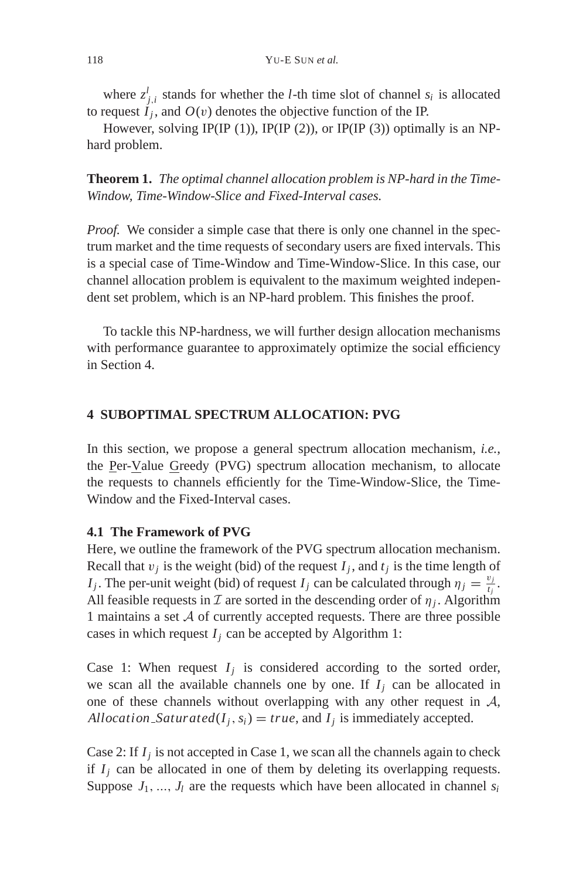where $z^l_{j,i}$ stands for whether the $l$-th time slot of channel $s_i$ is allocated to request $I_j$, and $O(v)$ denotes the objective function of the IP.

However, solving IP(IP (1)), IP(IP (2)), or IP(IP (3)) optimally is an NP-hard problem.

**Theorem 1.** *The optimal channel allocation problem is NP-hard in the Time-Window, Time-Window-Slice and Fixed-Interval cases.*

*Proof.* We consider a simple case that there is only one channel in the spectrum market and the time requests of secondary users are fixed intervals. This is a special case of Time-Window and Time-Window-Slice. In this case, our channel allocation problem is equivalent to the maximum weighted independent set problem, which is an NP-hard problem. This finishes the proof.

To tackle this NP-hardness, we will further design allocation mechanisms with performance guarantee to approximately optimize the social efficiency in Section 4.

## 4 SUBOPTIMAL SPECTRUM ALLOCATION: PVG

In this section, we propose a general spectrum allocation mechanism, *i.e.*, the Per-Value Greedy (PVG) spectrum allocation mechanism, to allocate the requests to channels efficiently for the Time-Window-Slice, the Time-Window and the Fixed-Interval cases.

### 4.1 The Framework of PVG

Here, we outline the framework of the PVG spectrum allocation mechanism. Recall that $v_j$ is the weight (bid) of the request $I_j$, and $t_j$ is the time length of $I_j$. The per-unit weight (bid) of request $I_j$ can be calculated through $\eta_j = \frac{v_j}{t_j}$. All feasible requests in $\mathcal{I}$ are sorted in the descending order of $\eta_j$. Algorithm 1 maintains a set $\mathcal{A}$ of currently accepted requests. There are three possible cases in which request $I_j$ can be accepted by Algorithm 1:

Case 1: When request $I_j$ is considered according to the sorted order, we scan all the available channels one by one. If $I_j$ can be allocated in one of these channels without overlapping with any other request in $\mathcal{A}$, $Allocation\_Saturated(I_j, s_i) = true$, and $I_j$ is immediately accepted.

Case 2: If $I_j$ is not accepted in Case 1, we scan all the channels again to check if $I_j$ can be allocated in one of them by deleting its overlapping requests. Suppose $J_1$, ..., $J_l$ are the requests which have been allocated in channel $s_i$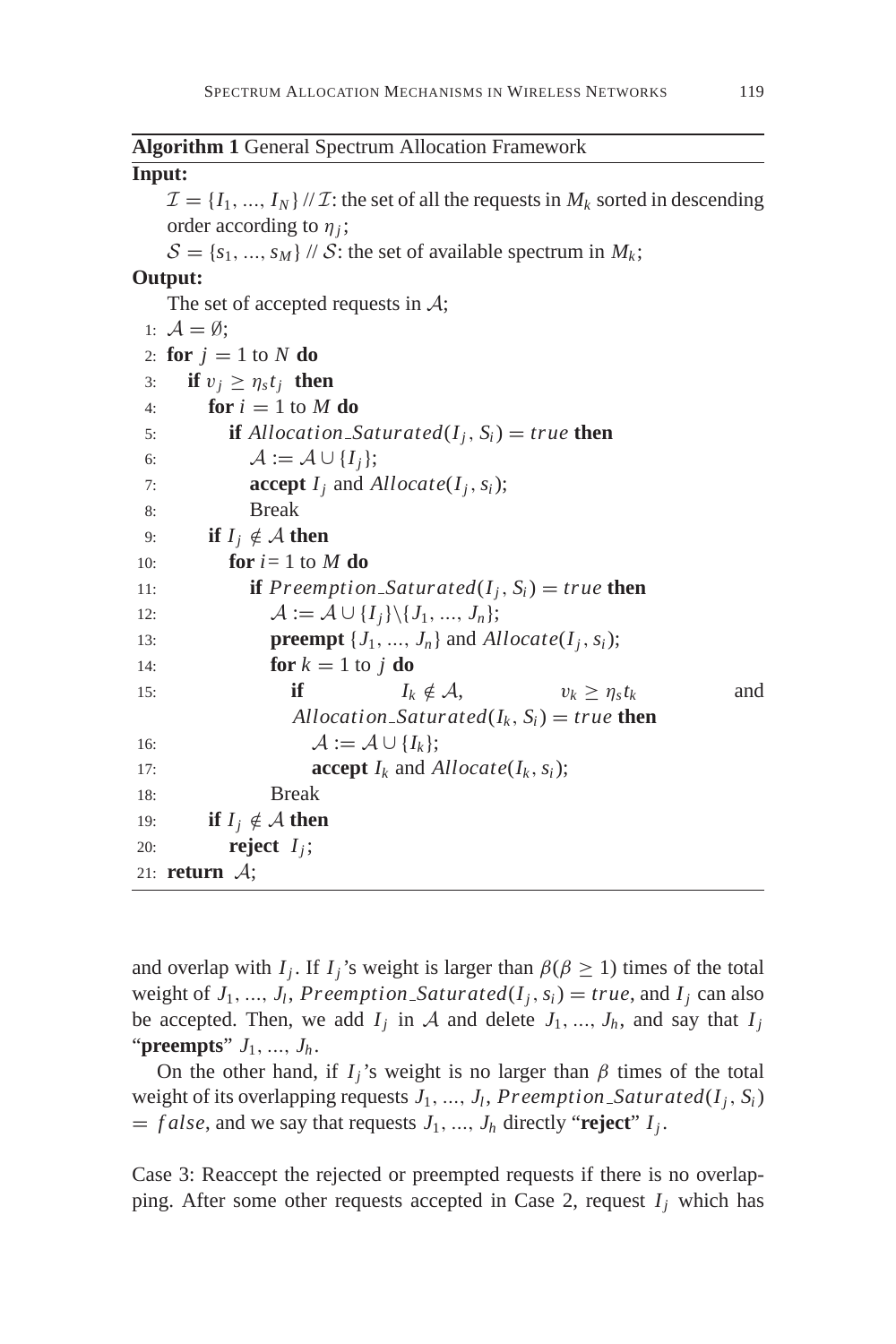**Algorithm 1** General Spectrum Allocation Framework

**Input:**

$\mathcal{I} = \{I_1, ..., I_N\}$ // $\mathcal{I}$: the set of all the requests in $M_k$ sorted in descending order according to $\eta_j$;

$\mathcal{S} = \{s_1, ..., s_M\}$ // $\mathcal{S}$: the set of available spectrum in $M_k$;

**Output:**

The set of accepted requests in $\mathcal{A}$;

```
1: A = ∅;
2: for j = 1 to N do
3:   if v_j ≥ η_s t_j then
4:     for i = 1 to M do
5:       if Allocation_Saturated(I_j, S_i) = true then
6:         A := A ∪ {I_j};
7:         accept I_j and Allocate(I_j, s_i);
8:         Break
9:     if I_j ∉ A then
10:      for i = 1 to M do
11:        if Preemption_Saturated(I_j, S_i) = true then
12:          A := A ∪ {I_j}\{J_1, ..., J_n};
13:          preempt {J_1, ..., J_n} and Allocate(I_j, s_i);
14:          for k = 1 to j do
15:            if I_k ∉ A, v_k ≥ η_s t_k and
               Allocation_Saturated(I_k, S_i) = true then
16:              A := A ∪ {I_k};
17:              accept I_k and Allocate(I_k, s_i);
18:          Break
19:     if I_j ∉ A then
20:       reject I_j;
21: return A;
```

and overlap with $I_j$. If $I_j$'s weight is larger than $\beta (\beta \geq 1)$ times of the total weight of $J_1, ..., J_l$, $Preemption\_Saturated(I_j, s_i) = true$, and $I_j$ can also be accepted. Then, we add $I_j$ in $\mathcal{A}$ and delete $J_1, ..., J_h$, and say that $I_j$ "**preempts**" $J_1, ..., J_h$.

On the other hand, if $I_j$'s weight is no larger than $\beta$ times of the total weight of its overlapping requests $J_1, ..., J_l$, $Preemption\_Saturated(I_j, S_i) = false$, and we say that requests $J_1, ..., J_h$ directly "**reject**" $I_j$.

Case 3: Reaccept the rejected or preempted requests if there is no overlapping. After some other requests accepted in Case 2, request $I_j$ which has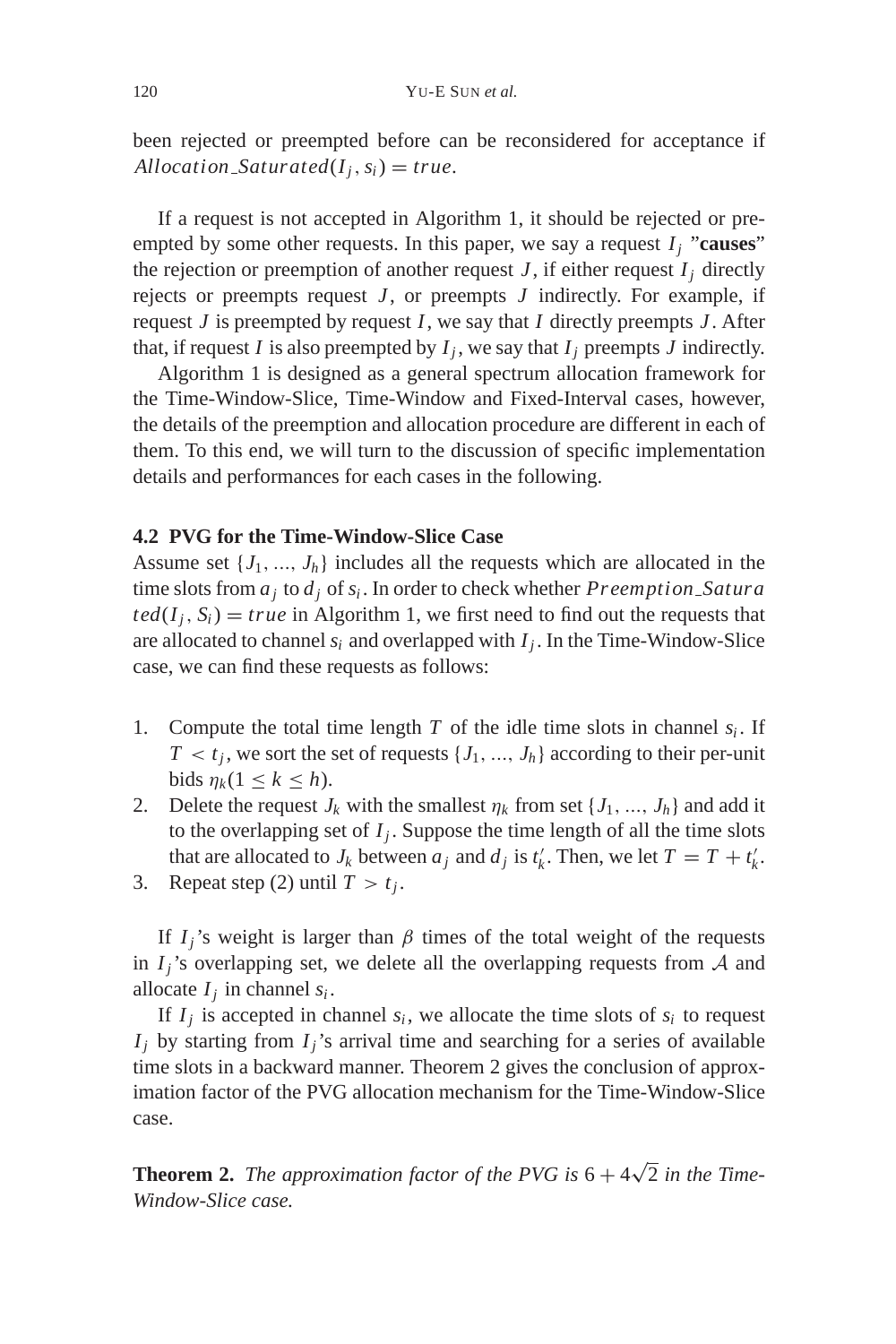been rejected or preempted before can be reconsidered for acceptance if $Allocation\_Saturated(I_j, s_i) = true$.

If a request is not accepted in Algorithm 1, it should be rejected or preempted by some other requests. In this paper, we say a request $I_j$ "**causes**" the rejection or preemption of another request $J$, if either request $I_j$ directly rejects or preempts request $J$, or preempts $J$ indirectly. For example, if request $J$ is preempted by request $I$, we say that $I$ directly preempts $J$. After that, if request $I$ is also preempted by $I_j$, we say that $I_j$ preempts $J$ indirectly.

Algorithm 1 is designed as a general spectrum allocation framework for the Time-Window-Slice, Time-Window and Fixed-Interval cases, however, the details of the preemption and allocation procedure are different in each of them. To this end, we will turn to the discussion of specific implementation details and performances for each cases in the following.

### 4.2 PVG for the Time-Window-Slice Case

Assume set $\{J_1, ..., J_h\}$ includes all the requests which are allocated in the time slots from $a_j$ to $d_j$ of $s_i$. In order to check whether $Preemption\_Saturated(I_j, S_i) = true$ in Algorithm 1, we first need to find out the requests that are allocated to channel $s_i$ and overlapped with $I_j$. In the Time-Window-Slice case, we can find these requests as follows:

1. Compute the total time length $T$ of the idle time slots in channel $s_i$. If $T < t_j$, we sort the set of requests $\{J_1, ..., J_h\}$ according to their per-unit bids $\eta_k (1 \leq k \leq h)$.
2. Delete the request $J_k$ with the smallest $\eta_k$ from set $\{J_1, ..., J_h\}$ and add it to the overlapping set of $I_j$. Suppose the time length of all the time slots that are allocated to $J_k$ between $a_j$ and $d_j$ is $t'_k$. Then, we let $T = T + t'_k$.
3. Repeat step (2) until $T > t_j$.

If $I_j$'s weight is larger than $\beta$ times of the total weight of the requests in $I_j$'s overlapping set, we delete all the overlapping requests from $\mathcal{A}$ and allocate $I_j$ in channel $s_i$.

If $I_j$ is accepted in channel $s_i$, we allocate the time slots of $s_i$ to request $I_j$ by starting from $I_j$'s arrival time and searching for a series of available time slots in a backward manner. Theorem 2 gives the conclusion of approximation factor of the PVG allocation mechanism for the Time-Window-Slice case.

**Theorem 2.** *The approximation factor of the PVG is* $6 + 4\sqrt{2}$ *in the Time-Window-Slice case.*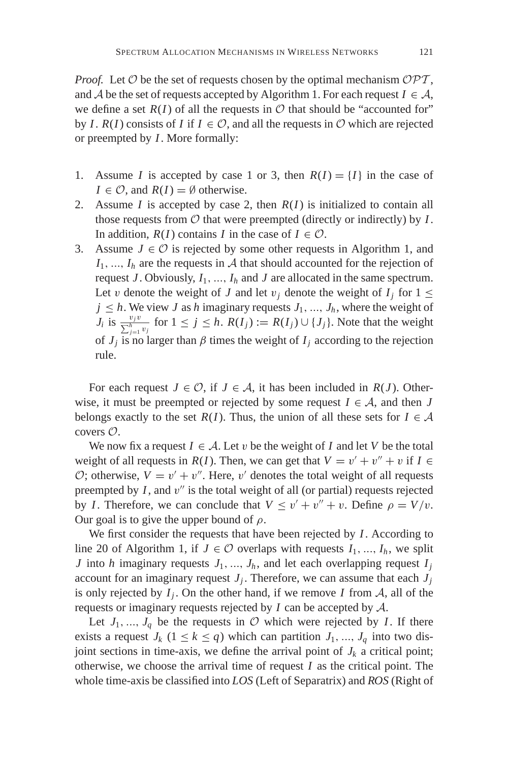*Proof.* Let $\mathcal{O}$ be the set of requests chosen by the optimal mechanism $\mathcal{OPT}$, and $\mathcal{A}$ be the set of requests accepted by Algorithm 1. For each request $I \in \mathcal{A}$, we define a set $R(I)$ of all the requests in $\mathcal{O}$ that should be "accounted for" by $I$. $R(I)$ consists of $I$ if $I \in \mathcal{O}$, and all the requests in $\mathcal{O}$ which are rejected or preempted by $I$. More formally:

1. Assume $I$ is accepted by case 1 or 3, then $R(I) = \{I\}$ in the case of $I \in \mathcal{O}$, and $R(I) = \emptyset$ otherwise.
2. Assume $I$ is accepted by case 2, then $R(I)$ is initialized to contain all those requests from $\mathcal{O}$ that were preempted (directly or indirectly) by $I$. In addition, $R(I)$ contains $I$ in the case of $I \in \mathcal{O}$.
3. Assume $J \in \mathcal{O}$ is rejected by some other requests in Algorithm 1, and $I_1, ..., I_h$ are the requests in $\mathcal{A}$ that should accounted for the rejection of request $J$. Obviously, $I_1, ..., I_h$ and $J$ are allocated in the same spectrum. Let $v$ denote the weight of $J$ and let $v_j$ denote the weight of $I_j$ for $1 \leq j \leq h$. We view $J$ as $h$ imaginary requests $J_1, ..., J_h$, where the weight of $J_i$ is $\frac{v_j v}{\sum_{j=1}^{h} v_j}$ for $1 \leq j \leq h$. $R(I_j) := R(I_j) \cup \{J_j\}$. Note that the weight of $J_j$ is no larger than $\beta$ times the weight of $I_j$ according to the rejection rule.

For each request $J \in \mathcal{O}$, if $J \in \mathcal{A}$, it has been included in $R(J)$. Otherwise, it must be preempted or rejected by some request $I \in \mathcal{A}$, and then $J$ belongs exactly to the set $R(I)$. Thus, the union of all these sets for $I \in \mathcal{A}$ covers $\mathcal{O}$.

We now fix a request $I \in \mathcal{A}$. Let $v$ be the weight of $I$ and let $V$ be the total weight of all requests in $R(I)$. Then, we can get that $V = v' + v'' + v$ if $I \in \mathcal{O}$; otherwise, $V = v' + v''$. Here, $v'$ denotes the total weight of all requests preempted by $I$, and $v''$ is the total weight of all (or partial) requests rejected by $I$. Therefore, we can conclude that $V \leq v' + v'' + v$. Define $\rho = V/v$. Our goal is to give the upper bound of $\rho$.

We first consider the requests that have been rejected by $I$. According to line 20 of Algorithm 1, if $J \in \mathcal{O}$ overlaps with requests $I_1, ..., I_h$, we split $J$ into $h$ imaginary requests $J_1, ..., J_h$, and let each overlapping request $I_j$ account for an imaginary request $J_j$. Therefore, we can assume that each $J_j$ is only rejected by $I_j$. On the other hand, if we remove $I$ from $\mathcal{A}$, all of the requests or imaginary requests rejected by $I$ can be accepted by $\mathcal{A}$.

Let $J_1, ..., J_q$ be the requests in $\mathcal{O}$ which were rejected by $I$. If there exists a request $J_k$ ($1 \leq k \leq q$) which can partition $J_1, ..., J_q$ into two disjoint sections in time-axis, we define the arrival point of $J_k$ a critical point; otherwise, we choose the arrival time of request $I$ as the critical point. The whole time-axis be classified into *LOS* (Left of Separatrix) and *ROS* (Right of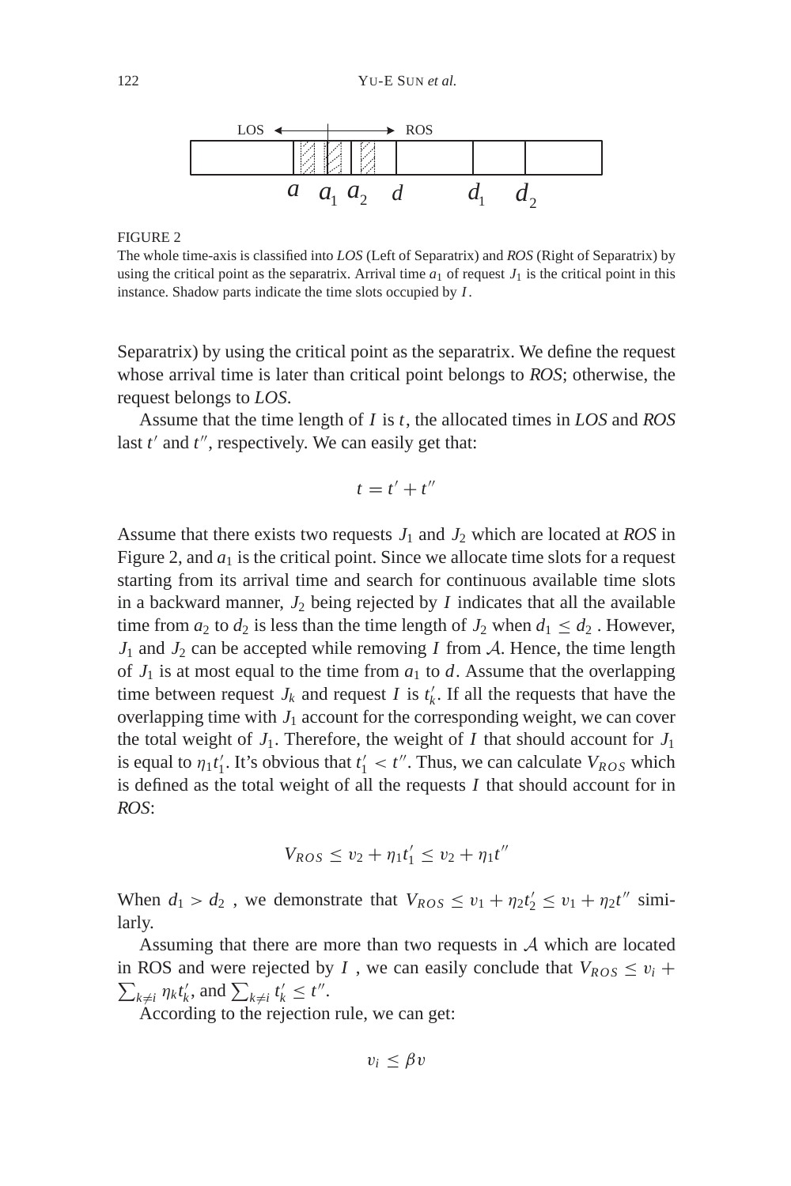FIGURE 2

The whole time-axis is classified into *LOS* (Left of Separatrix) and *ROS* (Right of Separatrix) by using the critical point as the separatrix. Arrival time $a_1$ of request $J_1$ is the critical point in this instance. Shadow parts indicate the time slots occupied by $I$.

Separatrix) by using the critical point as the separatrix. We define the request whose arrival time is later than critical point belongs to *ROS*; otherwise, the request belongs to *LOS*.

Assume that the time length of $I$ is $t$, the allocated times in *LOS* and *ROS* last $t'$ and $t''$, respectively. We can easily get that:

$$t = t' + t''$$

Assume that there exists two requests $J_1$ and $J_2$ which are located at *ROS* in Figure 2, and $a_1$ is the critical point. Since we allocate time slots for a request starting from its arrival time and search for continuous available time slots in a backward manner, $J_2$ being rejected by $I$ indicates that all the available time from $a_2$ to $d_2$ is less than the time length of $J_2$ when $d_1 \leq d_2$ . However, $J_1$ and $J_2$ can be accepted while removing $I$ from $\mathcal{A}$. Hence, the time length of $J_1$ is at most equal to the time from $a_1$ to $d$. Assume that the overlapping time between request $J_k$ and request $I$ is $t'_k$. If all the requests that have the overlapping time with $J_1$ account for the corresponding weight, we can cover the total weight of $J_1$. Therefore, the weight of $I$ that should account for $J_1$ is equal to $\eta_1 t'_1$. It's obvious that $t'_1 < t''$. Thus, we can calculate $V_{ROS}$ which is defined as the total weight of all the requests $I$ that should account for in *ROS*:

$$V_{ROS} \leq v_2 + \eta_1 t'_1 \leq v_2 + \eta_1 t''$$

When $d_1 > d_2$ , we demonstrate that $V_{ROS} \leq v_1 + \eta_2 t'_2 \leq v_1 + \eta_2 t''$ similarly.

Assuming that there are more than two requests in $\mathcal{A}$ which are located in ROS and were rejected by $I$ , we can easily conclude that $V_{ROS} \leq v_i + \sum_{k \neq i} \eta_k t'_k$, and $\sum_{k \neq i} t'_k \leq t''$.

According to the rejection rule, we can get:

$$v_i \leq \beta v$$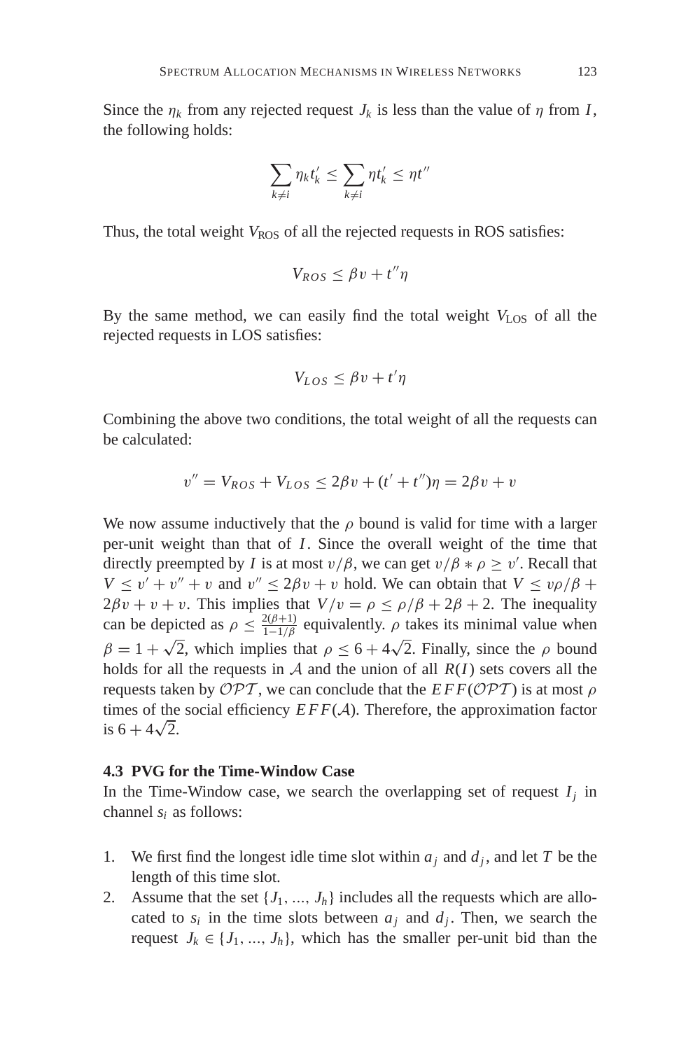Since the $\eta_k$ from any rejected request $J_k$ is less than the value of $\eta$ from $I$, the following holds:

$$\sum_{k \neq i} \eta_k t'_k \leq \sum_{k \neq i} \eta t'_k \leq \eta t''$$

Thus, the total weight $V_{\text{ROS}}$ of all the rejected requests in ROS satisfies:

$$V_{ROS} \leq \beta v + t'' \eta$$

By the same method, we can easily find the total weight $V_{\text{LOS}}$ of all the rejected requests in LOS satisfies:

$$V_{LOS} \leq \beta v + t' \eta$$

Combining the above two conditions, the total weight of all the requests can be calculated:

$$v'' = V_{ROS} + V_{LOS} \leq 2\beta v + (t' + t'')\eta = 2\beta v + v$$

We now assume inductively that the $\rho$ bound is valid for time with a larger per-unit weight than that of $I$. Since the overall weight of the time that directly preempted by $I$ is at most $v/\beta$, we can get $v/\beta * \rho \geq v'$. Recall that $V \leq v' + v'' + v$ and $v'' \leq 2\beta v + v$ hold. We can obtain that $V \leq v\rho/\beta + 2\beta v + v + v$. This implies that $V/v = \rho \leq \rho/\beta + 2\beta + 2$. The inequality can be depicted as $\rho \leq \frac{2(\beta+1)}{1-1/\beta}$ equivalently. $\rho$ takes its minimal value when $\beta = 1 + \sqrt{2}$, which implies that $\rho \leq 6 + 4\sqrt{2}$. Finally, since the $\rho$ bound holds for all the requests in $\mathcal{A}$ and the union of all $R(I)$ sets covers all the requests taken by $\mathcal{OPT}$, we can conclude that the $EFF(\mathcal{OPT})$ is at most $\rho$ times of the social efficiency $EFF(\mathcal{A})$. Therefore, the approximation factor is $6 + 4\sqrt{2}$.

### 4.3 PVG for the Time-Window Case

In the Time-Window case, we search the overlapping set of request $I_j$ in channel $s_i$ as follows:

1. We first find the longest idle time slot within $a_j$ and $d_j$, and let $T$ be the length of this time slot.
2. Assume that the set $\{J_1, ..., J_h\}$ includes all the requests which are allocated to $s_i$ in the time slots between $a_j$ and $d_j$. Then, we search the request $J_k \in \{J_1, ..., J_h\}$, which has the smaller per-unit bid than the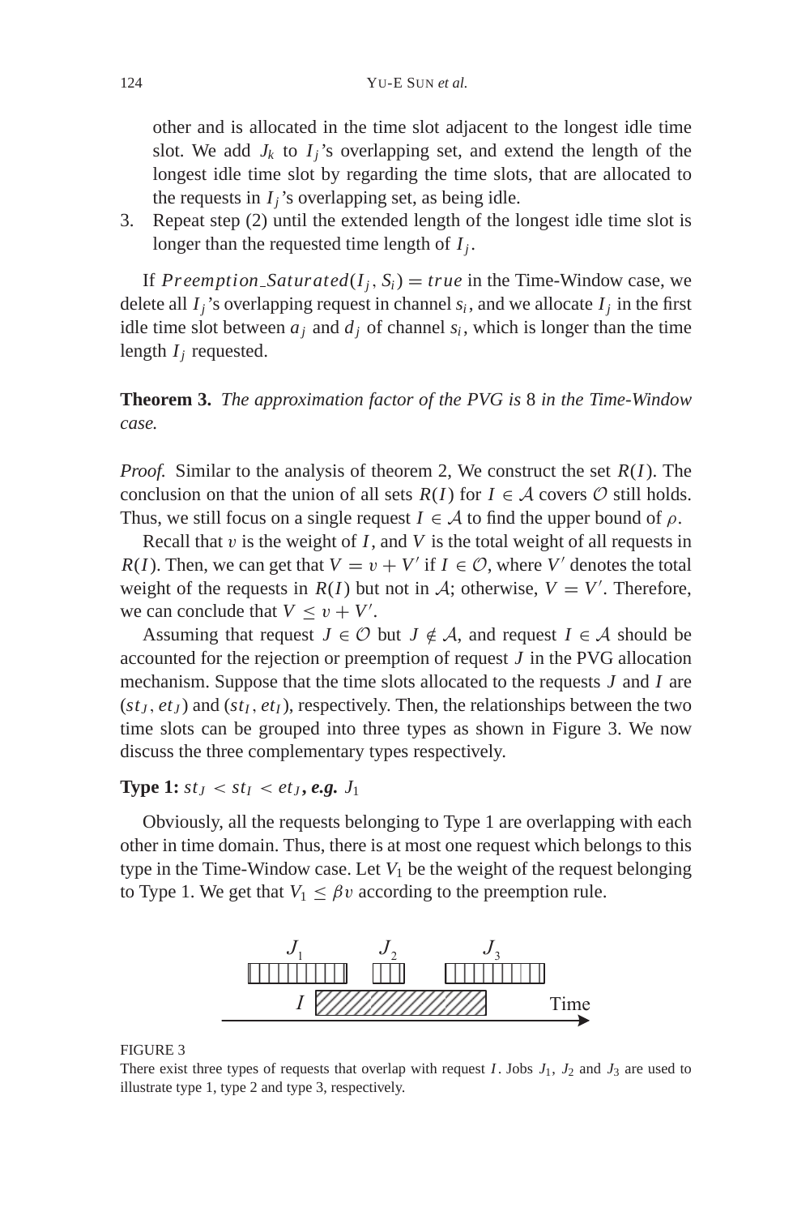other and is allocated in the time slot adjacent to the longest idle time slot. We add $J_k$ to $I_j$'s overlapping set, and extend the length of the longest idle time slot by regarding the time slots, that are allocated to the requests in $I_j$'s overlapping set, as being idle.

3. Repeat step (2) until the extended length of the longest idle time slot is longer than the requested time length of $I_j$.

If $Preemption\_Saturated(I_j, S_i) = true$ in the Time-Window case, we delete all $I_j$'s overlapping request in channel $s_i$, and we allocate $I_j$ in the first idle time slot between $a_j$ and $d_j$ of channel $s_i$, which is longer than the time length $I_j$ requested.

**Theorem 3.** *The approximation factor of the PVG is* 8 *in the Time-Window case.*

*Proof.* Similar to the analysis of theorem 2, We construct the set $R(I)$. The conclusion on that the union of all sets $R(I)$ for $I \in \mathcal{A}$ covers $\mathcal{O}$ still holds. Thus, we still focus on a single request $I \in \mathcal{A}$ to find the upper bound of $\rho$.

Recall that $v$ is the weight of $I$, and $V$ is the total weight of all requests in $R(I)$. Then, we can get that $V = v + V'$ if $I \in \mathcal{O}$, where $V'$ denotes the total weight of the requests in $R(I)$ but not in $\mathcal{A}$; otherwise, $V = V'$. Therefore, we can conclude that $V \leq v + V'$.

Assuming that request $J \in \mathcal{O}$ but $J \notin \mathcal{A}$, and request $I \in \mathcal{A}$ should be accounted for the rejection or preemption of request $J$ in the PVG allocation mechanism. Suppose that the time slots allocated to the requests $J$ and $I$ are $(st_J, et_J)$ and $(st_I, et_I)$, respectively. Then, the relationships between the two time slots can be grouped into three types as shown in Figure 3. We now discuss the three complementary types respectively.

**Type 1:** $st_J < st_I < et_J$**, *e.g.*** $J_1$

Obviously, all the requests belonging to Type 1 are overlapping with each other in time domain. Thus, there is at most one request which belongs to this type in the Time-Window case. Let $V_1$ be the weight of the request belonging to Type 1. We get that $V_1 \leq \beta v$ according to the preemption rule.

FIGURE 3
There exist three types of requests that overlap with request $I$. Jobs $J_1$, $J_2$ and $J_3$ are used to illustrate type 1, type 2 and type 3, respectively.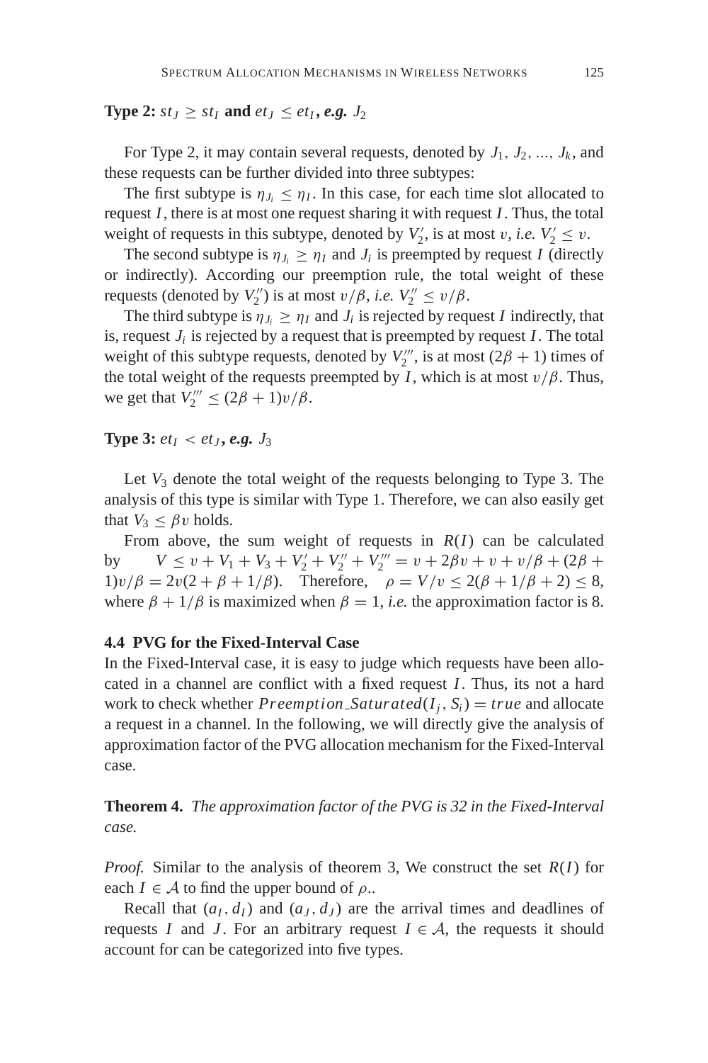**Type 2:** $st_J \geq st_I$ **and** $et_J \leq et_I$**, *e.g.*** $J_2$

For Type 2, it may contain several requests, denoted by $J_1, J_2, ..., J_k$, and these requests can be further divided into three subtypes:

The first subtype is $\eta_{J_i} \leq \eta_I$. In this case, for each time slot allocated to request $I$, there is at most one request sharing it with request $I$. Thus, the total weight of requests in this subtype, denoted by $V_2'$, is at most $v$, *i.e.* $V_2' \leq v$.

The second subtype is $\eta_{J_i} \geq \eta_I$ and $J_i$ is preempted by request $I$ (directly or indirectly). According our preemption rule, the total weight of these requests (denoted by $V_2''$) is at most $v/\beta$, *i.e.* $V_2'' \leq v/\beta$.

The third subtype is $\eta_{J_i} \geq \eta_I$ and $J_i$ is rejected by request $I$ indirectly, that is, request $J_i$ is rejected by a request that is preempted by request $I$. The total weight of this subtype requests, denoted by $V_2'''$, is at most $(2\beta + 1)$ times of the total weight of the requests preempted by $I$, which is at most $v/\beta$. Thus, we get that $V_2''' \leq (2\beta + 1)v/\beta$.

**Type 3:** $et_I < et_J$**, *e.g.*** $J_3$

Let $V_3$ denote the total weight of the requests belonging to Type 3. The analysis of this type is similar with Type 1. Therefore, we can also easily get that $V_3 \leq \beta v$ holds.

From above, the sum weight of requests in $R(I)$ can be calculated by $V \leq v + V_1 + V_3 + V_2' + V_2'' + V_2''' = v + 2\beta v + v + v/\beta + (2\beta + 1)v/\beta = 2v(2 + \beta + 1/\beta)$. Therefore, $\rho = V/v \leq 2(\beta + 1/\beta + 2) \leq 8$, where $\beta + 1/\beta$ is maximized when $\beta = 1$, *i.e.* the approximation factor is 8.

### 4.4 PVG for the Fixed-Interval Case

In the Fixed-Interval case, it is easy to judge which requests have been allocated in a channel are conflict with a fixed request $I$. Thus, its not a hard work to check whether $Preemption\_Saturated(I_j, S_i) = true$ and allocate a request in a channel. In the following, we will directly give the analysis of approximation factor of the PVG allocation mechanism for the Fixed-Interval case.

**Theorem 4.** *The approximation factor of the PVG is 32 in the Fixed-Interval case.*

*Proof.* Similar to the analysis of theorem 3, We construct the set $R(I)$ for each $I \in \mathcal{A}$ to find the upper bound of $\rho$..

Recall that $(a_I, d_I)$ and $(a_J, d_J)$ are the arrival times and deadlines of requests $I$ and $J$. For an arbitrary request $I \in \mathcal{A}$, the requests it should account for can be categorized into five types.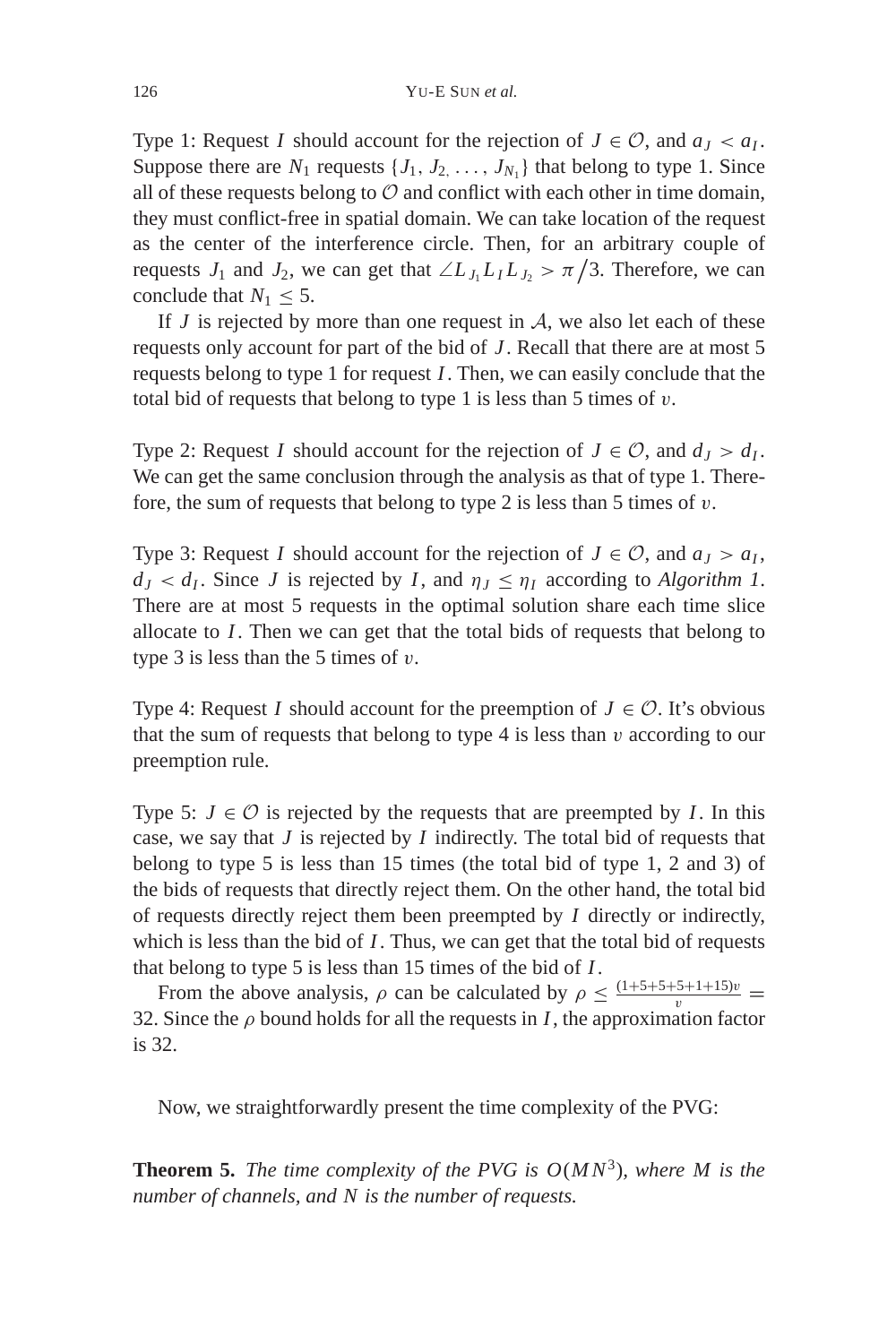Type 1: Request $I$ should account for the rejection of $J \in \mathcal{O}$, and $a_J < a_I$. Suppose there are $N_1$ requests $\{J_1, J_2, \ldots, J_{N_1}\}$ that belong to type 1. Since all of these requests belong to $\mathcal{O}$ and conflict with each other in time domain, they must conflict-free in spatial domain. We can take location of the request as the center of the interference circle. Then, for an arbitrary couple of requests $J_1$ and $J_2$, we can get that $\angle L_{J_1} L_I L_{J_2} > \pi/3$. Therefore, we can conclude that $N_1 \leq 5$.

If $J$ is rejected by more than one request in $\mathcal{A}$, we also let each of these requests only account for part of the bid of $J$. Recall that there are at most 5 requests belong to type 1 for request $I$. Then, we can easily conclude that the total bid of requests that belong to type 1 is less than 5 times of $v$.

Type 2: Request $I$ should account for the rejection of $J \in \mathcal{O}$, and $d_J > d_I$. We can get the same conclusion through the analysis as that of type 1. Therefore, the sum of requests that belong to type 2 is less than 5 times of $v$.

Type 3: Request $I$ should account for the rejection of $J \in \mathcal{O}$, and $a_J > a_I$, $d_J < d_I$. Since $J$ is rejected by $I$, and $\eta_J \leq \eta_I$ according to *Algorithm 1*. There are at most 5 requests in the optimal solution share each time slice allocate to $I$. Then we can get that the total bids of requests that belong to type 3 is less than the 5 times of $v$.

Type 4: Request $I$ should account for the preemption of $J \in \mathcal{O}$. It's obvious that the sum of requests that belong to type 4 is less than $v$ according to our preemption rule.

Type 5: $J \in \mathcal{O}$ is rejected by the requests that are preempted by $I$. In this case, we say that $J$ is rejected by $I$ indirectly. The total bid of requests that belong to type 5 is less than 15 times (the total bid of type 1, 2 and 3) of the bids of requests that directly reject them. On the other hand, the total bid of requests directly reject them been preempted by $I$ directly or indirectly, which is less than the bid of $I$. Thus, we can get that the total bid of requests that belong to type 5 is less than 15 times of the bid of $I$.

From the above analysis, $\rho$ can be calculated by $\rho \leq \frac{(1+5+5+5+1+15)v}{v} = 32$. Since the $\rho$ bound holds for all the requests in $I$, the approximation factor is 32.

Now, we straightforwardly present the time complexity of the PVG:

**Theorem 5.** *The time complexity of the PVG is $O(MN^3)$, where $M$ is the number of channels, and $N$ is the number of requests.*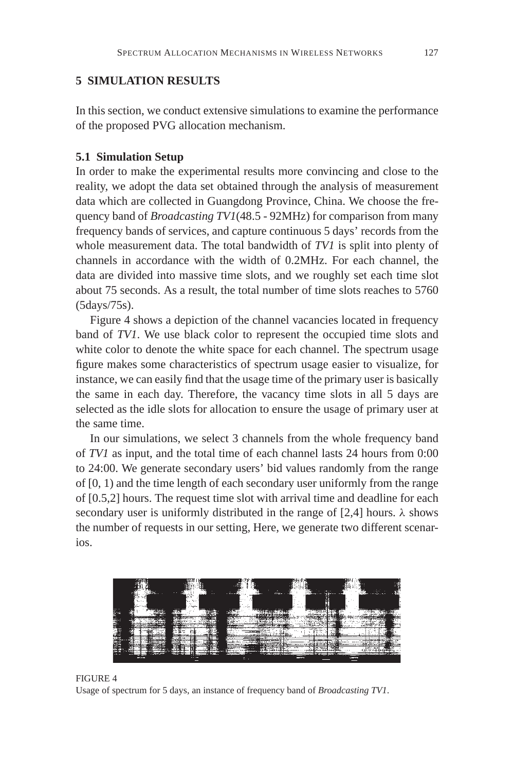## 5 SIMULATION RESULTS

In this section, we conduct extensive simulations to examine the performance of the proposed PVG allocation mechanism.

### 5.1 Simulation Setup

In order to make the experimental results more convincing and close to the reality, we adopt the data set obtained through the analysis of measurement data which are collected in Guangdong Province, China. We choose the frequency band of *Broadcasting TV1*(48.5 - 92MHz) for comparison from many frequency bands of services, and capture continuous 5 days' records from the whole measurement data. The total bandwidth of *TV1* is split into plenty of channels in accordance with the width of 0.2MHz. For each channel, the data are divided into massive time slots, and we roughly set each time slot about 75 seconds. As a result, the total number of time slots reaches to 5760 (5days/75s).

Figure 4 shows a depiction of the channel vacancies located in frequency band of *TV1*. We use black color to represent the occupied time slots and white color to denote the white space for each channel. The spectrum usage figure makes some characteristics of spectrum usage easier to visualize, for instance, we can easily find that the usage time of the primary user is basically the same in each day. Therefore, the vacancy time slots in all 5 days are selected as the idle slots for allocation to ensure the usage of primary user at the same time.

In our simulations, we select 3 channels from the whole frequency band of *TV1* as input, and the total time of each channel lasts 24 hours from 0:00 to 24:00. We generate secondary users' bid values randomly from the range of [0, 1) and the time length of each secondary user uniformly from the range of [0.5,2] hours. The request time slot with arrival time and deadline for each secondary user is uniformly distributed in the range of [2,4] hours. $\lambda$ shows the number of requests in our setting, Here, we generate two different scenarios.

FIGURE 4
Usage of spectrum for 5 days, an instance of frequency band of *Broadcasting TV1*.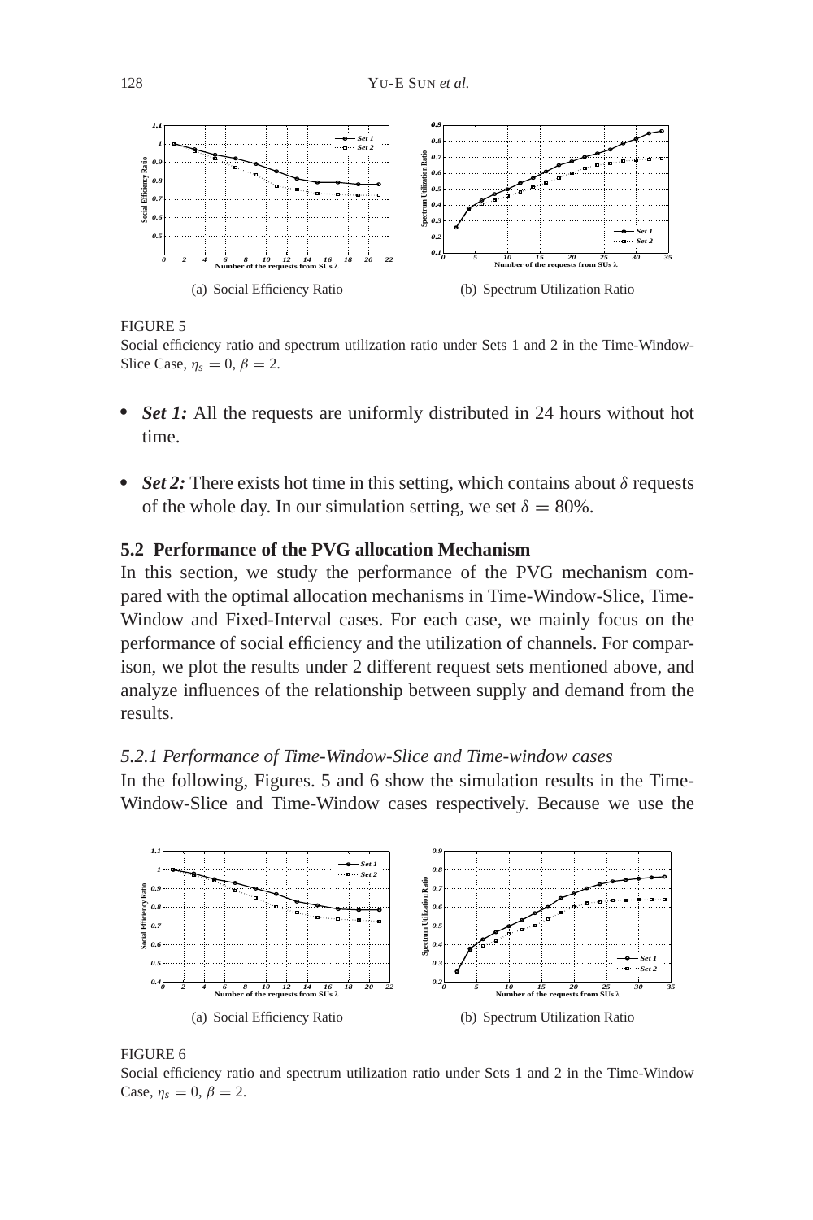(a) Social Efficiency Ratio

(b) Spectrum Utilization Ratio

FIGURE 5

Social efficiency ratio and spectrum utilization ratio under Sets 1 and 2 in the Time-Window-Slice Case, $\eta_s = 0$, $\beta = 2$.

- ***Set 1:*** All the requests are uniformly distributed in 24 hours without hot time.
- ***Set 2:*** There exists hot time in this setting, which contains about $\delta$ requests of the whole day. In our simulation setting, we set $\delta = 80\%$.

### 5.2 Performance of the PVG allocation Mechanism

In this section, we study the performance of the PVG mechanism compared with the optimal allocation mechanisms in Time-Window-Slice, Time-Window and Fixed-Interval cases. For each case, we mainly focus on the performance of social efficiency and the utilization of channels. For comparison, we plot the results under 2 different request sets mentioned above, and analyze influences of the relationship between supply and demand from the results.

#### *5.2.1 Performance of Time-Window-Slice and Time-window cases*

In the following, Figures. 5 and 6 show the simulation results in the Time-Window-Slice and Time-Window cases respectively. Because we use the

(a) Social Efficiency Ratio

(b) Spectrum Utilization Ratio

FIGURE 6

Social efficiency ratio and spectrum utilization ratio under Sets 1 and 2 in the Time-Window Case, $\eta_s = 0$, $\beta = 2$.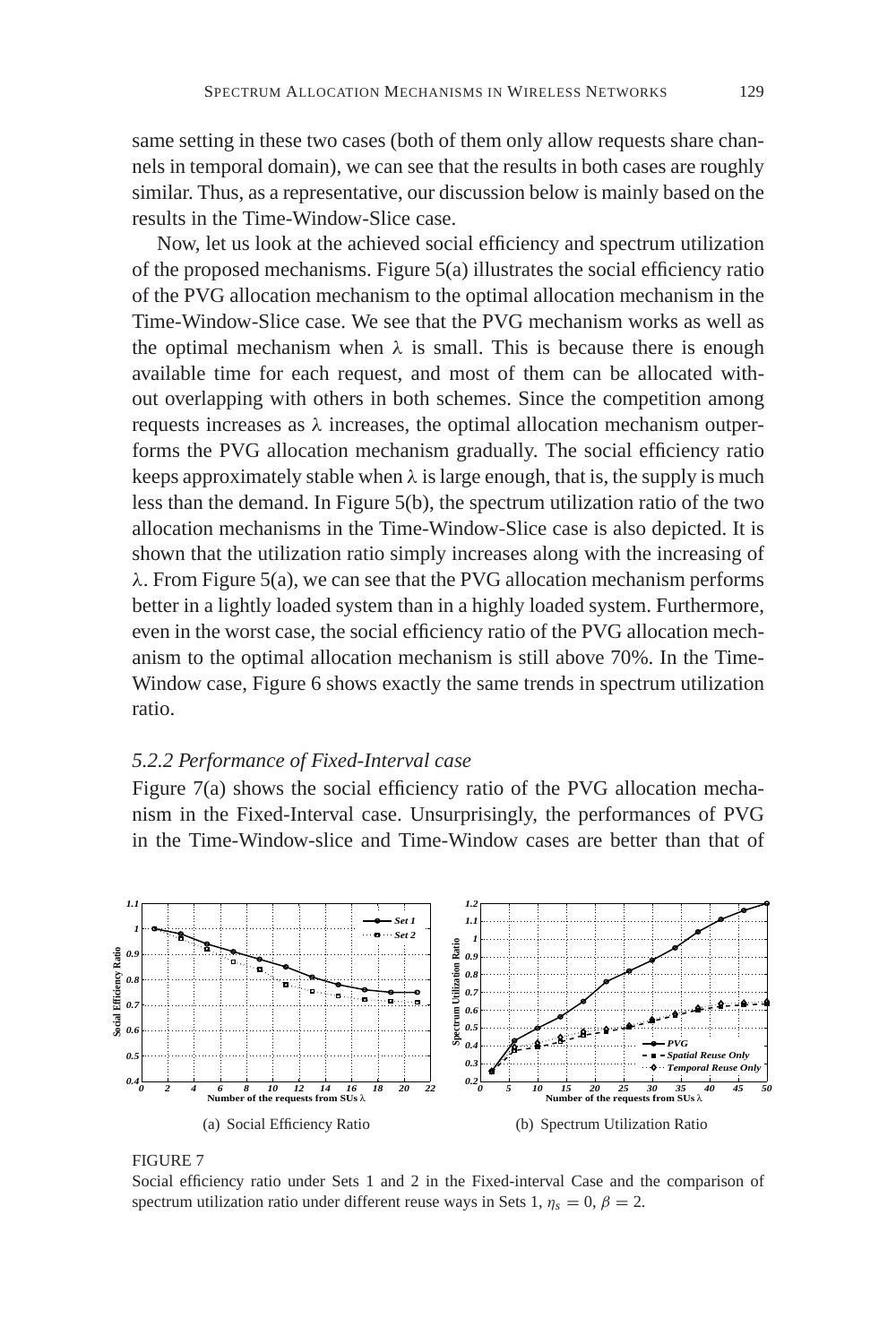same setting in these two cases (both of them only allow requests share channels in temporal domain), we can see that the results in both cases are roughly similar. Thus, as a representative, our discussion below is mainly based on the results in the Time-Window-Slice case.

Now, let us look at the achieved social efficiency and spectrum utilization of the proposed mechanisms. Figure 5(a) illustrates the social efficiency ratio of the PVG allocation mechanism to the optimal allocation mechanism in the Time-Window-Slice case. We see that the PVG mechanism works as well as the optimal mechanism when $\lambda$ is small. This is because there is enough available time for each request, and most of them can be allocated without overlapping with others in both schemes. Since the competition among requests increases as $\lambda$ increases, the optimal allocation mechanism outperforms the PVG allocation mechanism gradually. The social efficiency ratio keeps approximately stable when $\lambda$ is large enough, that is, the supply is much less than the demand. In Figure 5(b), the spectrum utilization ratio of the two allocation mechanisms in the Time-Window-Slice case is also depicted. It is shown that the utilization ratio simply increases along with the increasing of $\lambda$. From Figure 5(a), we can see that the PVG allocation mechanism performs better in a lightly loaded system than in a highly loaded system. Furthermore, even in the worst case, the social efficiency ratio of the PVG allocation mechanism to the optimal allocation mechanism is still above 70%. In the Time-Window case, Figure 6 shows exactly the same trends in spectrum utilization ratio.

### *5.2.2 Performance of Fixed-Interval case*

Figure 7(a) shows the social efficiency ratio of the PVG allocation mechanism in the Fixed-Interval case. Unsurprisingly, the performances of PVG in the Time-Window-slice and Time-Window cases are better than that of

(a) Social Efficiency Ratio

(b) Spectrum Utilization Ratio

FIGURE 7

Social efficiency ratio under Sets 1 and 2 in the Fixed-interval Case and the comparison of spectrum utilization ratio under different reuse ways in Sets 1, $\eta_s = 0$, $\beta = 2$.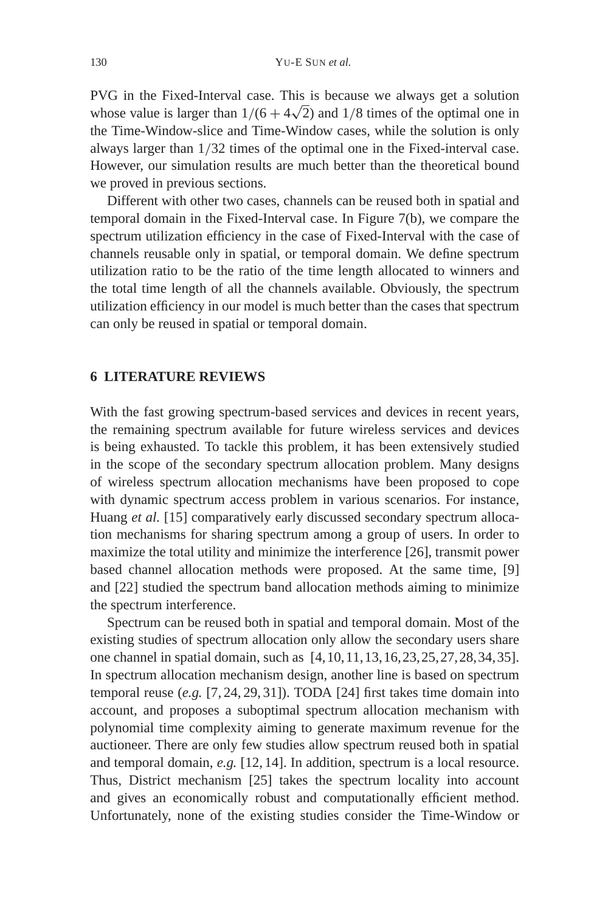PVG in the Fixed-Interval case. This is because we always get a solution whose value is larger than $1/(6+4\sqrt{2})$ and $1/8$ times of the optimal one in the Time-Window-slice and Time-Window cases, while the solution is only always larger than $1/32$ times of the optimal one in the Fixed-interval case. However, our simulation results are much better than the theoretical bound we proved in previous sections.

Different with other two cases, channels can be reused both in spatial and temporal domain in the Fixed-Interval case. In Figure 7(b), we compare the spectrum utilization efficiency in the case of Fixed-Interval with the case of channels reusable only in spatial, or temporal domain. We define spectrum utilization ratio to be the ratio of the time length allocated to winners and the total time length of all the channels available. Obviously, the spectrum utilization efficiency in our model is much better than the cases that spectrum can only be reused in spatial or temporal domain.

## 6 LITERATURE REVIEWS

With the fast growing spectrum-based services and devices in recent years, the remaining spectrum available for future wireless services and devices is being exhausted. To tackle this problem, it has been extensively studied in the scope of the secondary spectrum allocation problem. Many designs of wireless spectrum allocation mechanisms have been proposed to cope with dynamic spectrum access problem in various scenarios. For instance, Huang *et al.* [15] comparatively early discussed secondary spectrum allocation mechanisms for sharing spectrum among a group of users. In order to maximize the total utility and minimize the interference [26], transmit power based channel allocation methods were proposed. At the same time, [9] and [22] studied the spectrum band allocation methods aiming to minimize the spectrum interference.

Spectrum can be reused both in spatial and temporal domain. Most of the existing studies of spectrum allocation only allow the secondary users share one channel in spatial domain, such as [4, 10, 11, 13, 16, 23, 25, 27, 28, 34, 35]. In spectrum allocation mechanism design, another line is based on spectrum temporal reuse (*e.g.* [7, 24, 29, 31]). TODA [24] first takes time domain into account, and proposes a suboptimal spectrum allocation mechanism with polynomial time complexity aiming to generate maximum revenue for the auctioneer. There are only few studies allow spectrum reused both in spatial and temporal domain, *e.g.* [12, 14]. In addition, spectrum is a local resource. Thus, District mechanism [25] takes the spectrum locality into account and gives an economically robust and computationally efficient method. Unfortunately, none of the existing studies consider the Time-Window or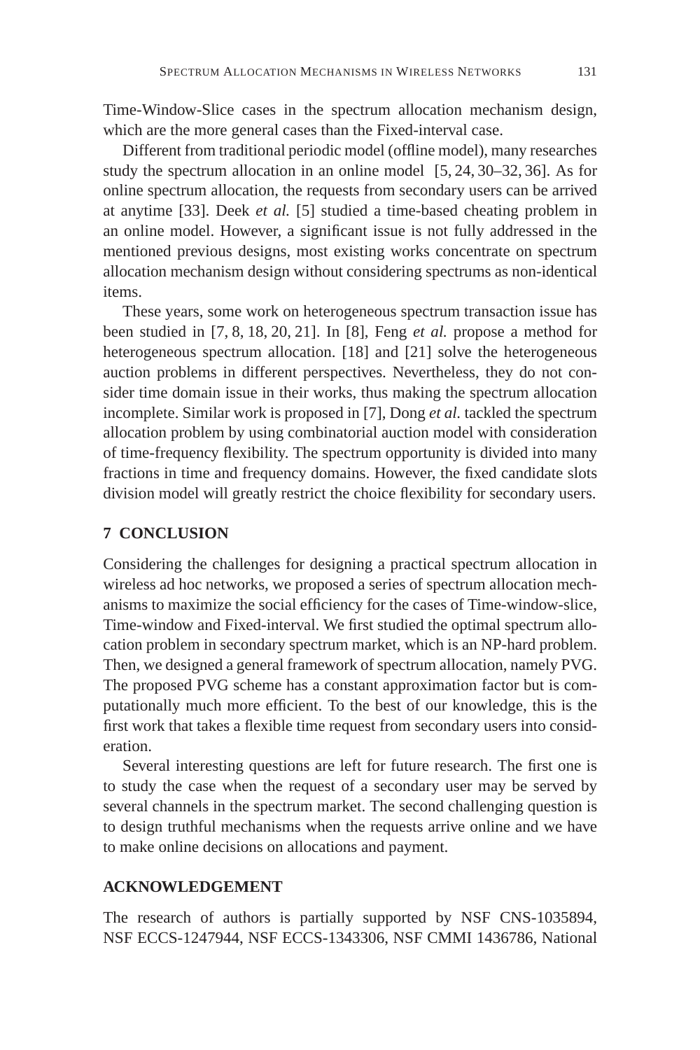Time-Window-Slice cases in the spectrum allocation mechanism design, which are the more general cases than the Fixed-interval case.

Different from traditional periodic model (offline model), many researches study the spectrum allocation in an online model [5, 24, 30–32, 36]. As for online spectrum allocation, the requests from secondary users can be arrived at anytime [33]. Deek *et al.* [5] studied a time-based cheating problem in an online model. However, a significant issue is not fully addressed in the mentioned previous designs, most existing works concentrate on spectrum allocation mechanism design without considering spectrums as non-identical items.

These years, some work on heterogeneous spectrum transaction issue has been studied in [7, 8, 18, 20, 21]. In [8], Feng *et al.* propose a method for heterogeneous spectrum allocation. [18] and [21] solve the heterogeneous auction problems in different perspectives. Nevertheless, they do not consider time domain issue in their works, thus making the spectrum allocation incomplete. Similar work is proposed in [7], Dong *et al.* tackled the spectrum allocation problem by using combinatorial auction model with consideration of time-frequency flexibility. The spectrum opportunity is divided into many fractions in time and frequency domains. However, the fixed candidate slots division model will greatly restrict the choice flexibility for secondary users.

## 7 CONCLUSION

Considering the challenges for designing a practical spectrum allocation in wireless ad hoc networks, we proposed a series of spectrum allocation mechanisms to maximize the social efficiency for the cases of Time-window-slice, Time-window and Fixed-interval. We first studied the optimal spectrum allocation problem in secondary spectrum market, which is an NP-hard problem. Then, we designed a general framework of spectrum allocation, namely PVG. The proposed PVG scheme has a constant approximation factor but is computationally much more efficient. To the best of our knowledge, this is the first work that takes a flexible time request from secondary users into consideration.

Several interesting questions are left for future research. The first one is to study the case when the request of a secondary user may be served by several channels in the spectrum market. The second challenging question is to design truthful mechanisms when the requests arrive online and we have to make online decisions on allocations and payment.

## ACKNOWLEDGEMENT

The research of authors is partially supported by NSF CNS-1035894, NSF ECCS-1247944, NSF ECCS-1343306, NSF CMMI 1436786, National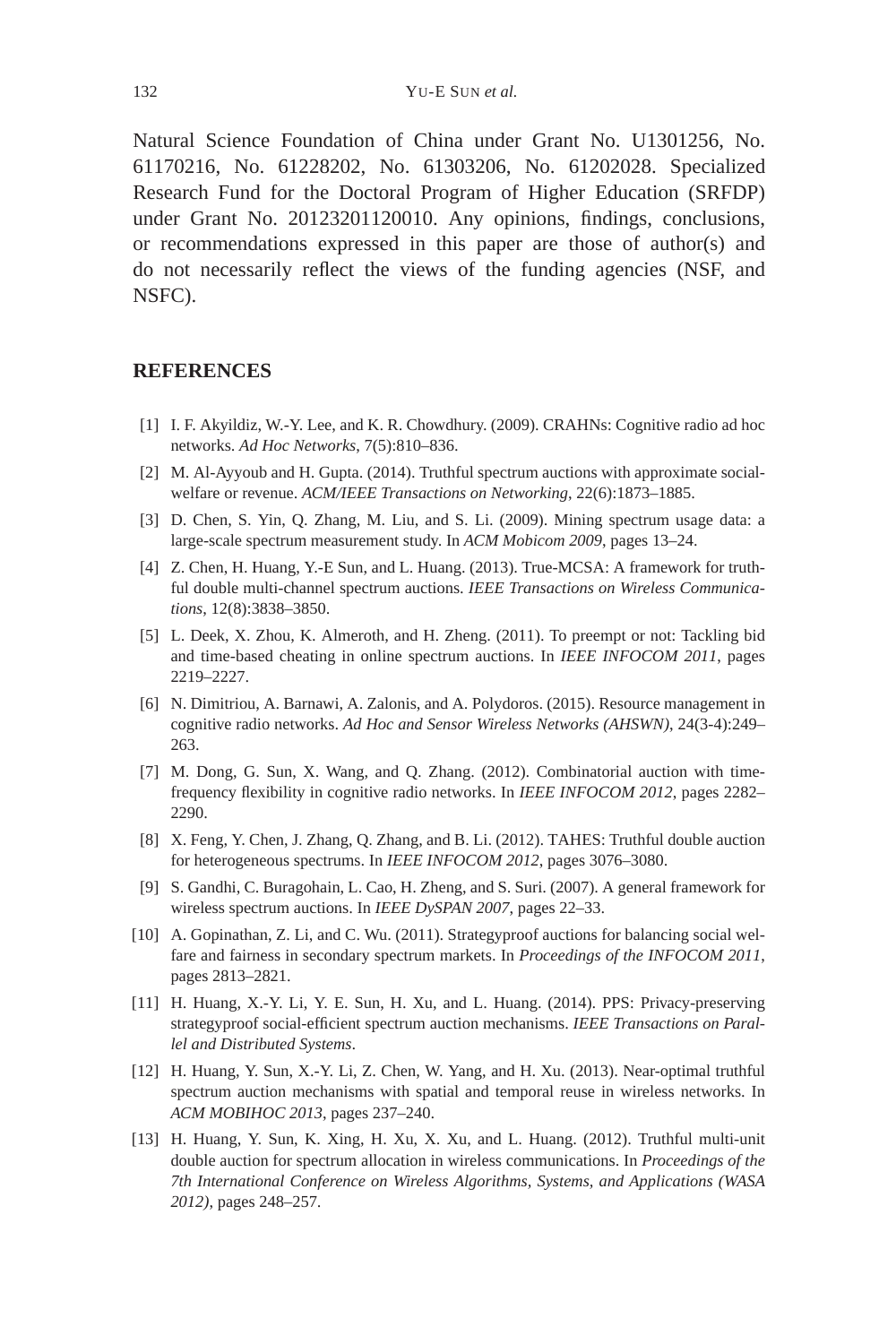Natural Science Foundation of China under Grant No. U1301256, No. 61170216, No. 61228202, No. 61303206, No. 61202028. Specialized Research Fund for the Doctoral Program of Higher Education (SRFDP) under Grant No. 20123201120010. Any opinions, findings, conclusions, or recommendations expressed in this paper are those of author(s) and do not necessarily reflect the views of the funding agencies (NSF, and NSFC).

## REFERENCES

[1] I. F. Akyildiz, W.-Y. Lee, and K. R. Chowdhury. (2009). CRAHNs: Cognitive radio ad hoc networks. *Ad Hoc Networks*, 7(5):810–836.

[2] M. Al-Ayyoub and H. Gupta. (2014). Truthful spectrum auctions with approximate social-welfare or revenue. *ACM/IEEE Transactions on Networking*, 22(6):1873–1885.

[3] D. Chen, S. Yin, Q. Zhang, M. Liu, and S. Li. (2009). Mining spectrum usage data: a large-scale spectrum measurement study. In *ACM Mobicom 2009*, pages 13–24.

[4] Z. Chen, H. Huang, Y.-E Sun, and L. Huang. (2013). True-MCSA: A framework for truthful double multi-channel spectrum auctions. *IEEE Transactions on Wireless Communications*, 12(8):3838–3850.

[5] L. Deek, X. Zhou, K. Almeroth, and H. Zheng. (2011). To preempt or not: Tackling bid and time-based cheating in online spectrum auctions. In *IEEE INFOCOM 2011*, pages 2219–2227.

[6] N. Dimitriou, A. Barnawi, A. Zalonis, and A. Polydoros. (2015). Resource management in cognitive radio networks. *Ad Hoc and Sensor Wireless Networks (AHSWN)*, 24(3-4):249–263.

[7] M. Dong, G. Sun, X. Wang, and Q. Zhang. (2012). Combinatorial auction with time-frequency flexibility in cognitive radio networks. In *IEEE INFOCOM 2012*, pages 2282–2290.

[8] X. Feng, Y. Chen, J. Zhang, Q. Zhang, and B. Li. (2012). TAHES: Truthful double auction for heterogeneous spectrums. In *IEEE INFOCOM 2012*, pages 3076–3080.

[9] S. Gandhi, C. Buragohain, L. Cao, H. Zheng, and S. Suri. (2007). A general framework for wireless spectrum auctions. In *IEEE DySPAN 2007*, pages 22–33.

[10] A. Gopinathan, Z. Li, and C. Wu. (2011). Strategyproof auctions for balancing social welfare and fairness in secondary spectrum markets. In *Proceedings of the INFOCOM 2011*, pages 2813–2821.

[11] H. Huang, X.-Y. Li, Y. E. Sun, H. Xu, and L. Huang. (2014). PPS: Privacy-preserving strategyproof social-efficient spectrum auction mechanisms. *IEEE Transactions on Parallel and Distributed Systems*.

[12] H. Huang, Y. Sun, X.-Y. Li, Z. Chen, W. Yang, and H. Xu. (2013). Near-optimal truthful spectrum auction mechanisms with spatial and temporal reuse in wireless networks. In *ACM MOBIHOC 2013*, pages 237–240.

[13] H. Huang, Y. Sun, K. Xing, H. Xu, X. Xu, and L. Huang. (2012). Truthful multi-unit double auction for spectrum allocation in wireless communications. In *Proceedings of the 7th International Conference on Wireless Algorithms, Systems, and Applications (WASA 2012)*, pages 248–257.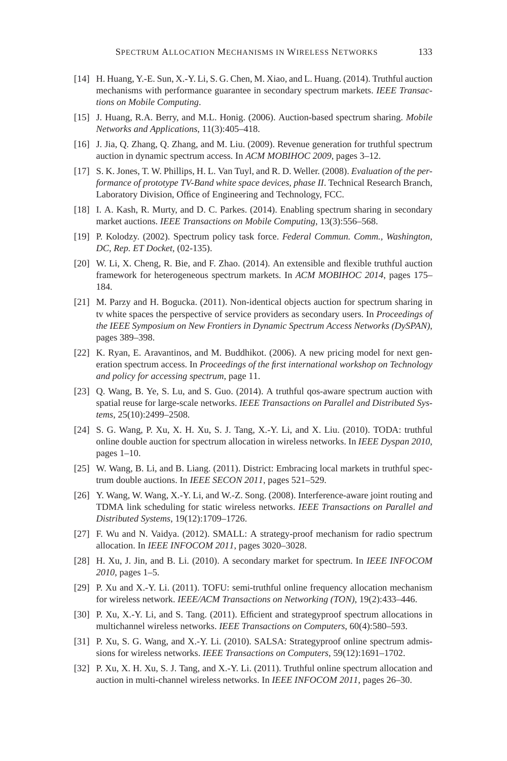[14] H. Huang, Y.-E. Sun, X.-Y. Li, S. G. Chen, M. Xiao, and L. Huang. (2014). Truthful auction mechanisms with performance guarantee in secondary spectrum markets. *IEEE Transactions on Mobile Computing*.

[15] J. Huang, R.A. Berry, and M.L. Honig. (2006). Auction-based spectrum sharing. *Mobile Networks and Applications*, 11(3):405–418.

[16] J. Jia, Q. Zhang, Q. Zhang, and M. Liu. (2009). Revenue generation for truthful spectrum auction in dynamic spectrum access. In *ACM MOBIHOC 2009*, pages 3–12.

[17] S. K. Jones, T. W. Phillips, H. L. Van Tuyl, and R. D. Weller. (2008). *Evaluation of the performance of prototype TV-Band white space devices, phase II*. Technical Research Branch, Laboratory Division, Office of Engineering and Technology, FCC.

[18] I. A. Kash, R. Murty, and D. C. Parkes. (2014). Enabling spectrum sharing in secondary market auctions. *IEEE Transactions on Mobile Computing*, 13(3):556–568.

[19] P. Kolodzy. (2002). Spectrum policy task force. *Federal Commun. Comm., Washington, DC, Rep. ET Docket*, (02-135).

[20] W. Li, X. Cheng, R. Bie, and F. Zhao. (2014). An extensible and flexible truthful auction framework for heterogeneous spectrum markets. In *ACM MOBIHOC 2014*, pages 175–184.

[21] M. Parzy and H. Bogucka. (2011). Non-identical objects auction for spectrum sharing in tv white spaces the perspective of service providers as secondary users. In *Proceedings of the IEEE Symposium on New Frontiers in Dynamic Spectrum Access Networks (DySPAN)*, pages 389–398.

[22] K. Ryan, E. Aravantinos, and M. Buddhikot. (2006). A new pricing model for next generation spectrum access. In *Proceedings of the first international workshop on Technology and policy for accessing spectrum*, page 11.

[23] Q. Wang, B. Ye, S. Lu, and S. Guo. (2014). A truthful qos-aware spectrum auction with spatial reuse for large-scale networks. *IEEE Transactions on Parallel and Distributed Systems*, 25(10):2499–2508.

[24] S. G. Wang, P. Xu, X. H. Xu, S. J. Tang, X.-Y. Li, and X. Liu. (2010). TODA: truthful online double auction for spectrum allocation in wireless networks. In *IEEE Dyspan 2010*, pages 1–10.

[25] W. Wang, B. Li, and B. Liang. (2011). District: Embracing local markets in truthful spectrum double auctions. In *IEEE SECON 2011*, pages 521–529.

[26] Y. Wang, W. Wang, X.-Y. Li, and W.-Z. Song. (2008). Interference-aware joint routing and TDMA link scheduling for static wireless networks. *IEEE Transactions on Parallel and Distributed Systems*, 19(12):1709–1726.

[27] F. Wu and N. Vaidya. (2012). SMALL: A strategy-proof mechanism for radio spectrum allocation. In *IEEE INFOCOM 2011*, pages 3020–3028.

[28] H. Xu, J. Jin, and B. Li. (2010). A secondary market for spectrum. In *IEEE INFOCOM 2010*, pages 1–5.

[29] P. Xu and X.-Y. Li. (2011). TOFU: semi-truthful online frequency allocation mechanism for wireless network. *IEEE/ACM Transactions on Networking (TON)*, 19(2):433–446.

[30] P. Xu, X.-Y. Li, and S. Tang. (2011). Efficient and strategyproof spectrum allocations in multichannel wireless networks. *IEEE Transactions on Computers*, 60(4):580–593.

[31] P. Xu, S. G. Wang, and X.-Y. Li. (2010). SALSA: Strategyproof online spectrum admissions for wireless networks. *IEEE Transactions on Computers*, 59(12):1691–1702.

[32] P. Xu, X. H. Xu, S. J. Tang, and X.-Y. Li. (2011). Truthful online spectrum allocation and auction in multi-channel wireless networks. In *IEEE INFOCOM 2011*, pages 26–30.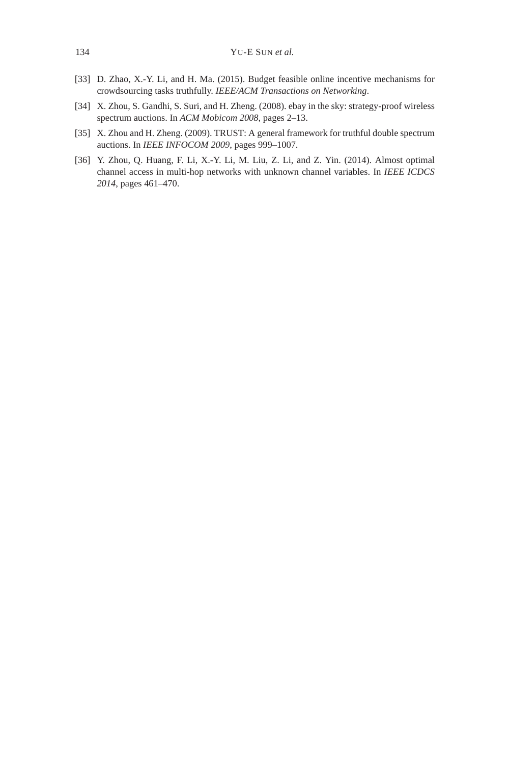[33] D. Zhao, X.-Y. Li, and H. Ma. (2015). Budget feasible online incentive mechanisms for crowdsourcing tasks truthfully. *IEEE/ACM Transactions on Networking*.

[34] X. Zhou, S. Gandhi, S. Suri, and H. Zheng. (2008). ebay in the sky: strategy-proof wireless spectrum auctions. In *ACM Mobicom 2008*, pages 2–13.

[35] X. Zhou and H. Zheng. (2009). TRUST: A general framework for truthful double spectrum auctions. In *IEEE INFOCOM 2009*, pages 999–1007.

[36] Y. Zhou, Q. Huang, F. Li, X.-Y. Li, M. Liu, Z. Li, and Z. Yin. (2014). Almost optimal channel access in multi-hop networks with unknown channel variables. In *IEEE ICDCS 2014*, pages 461–470.